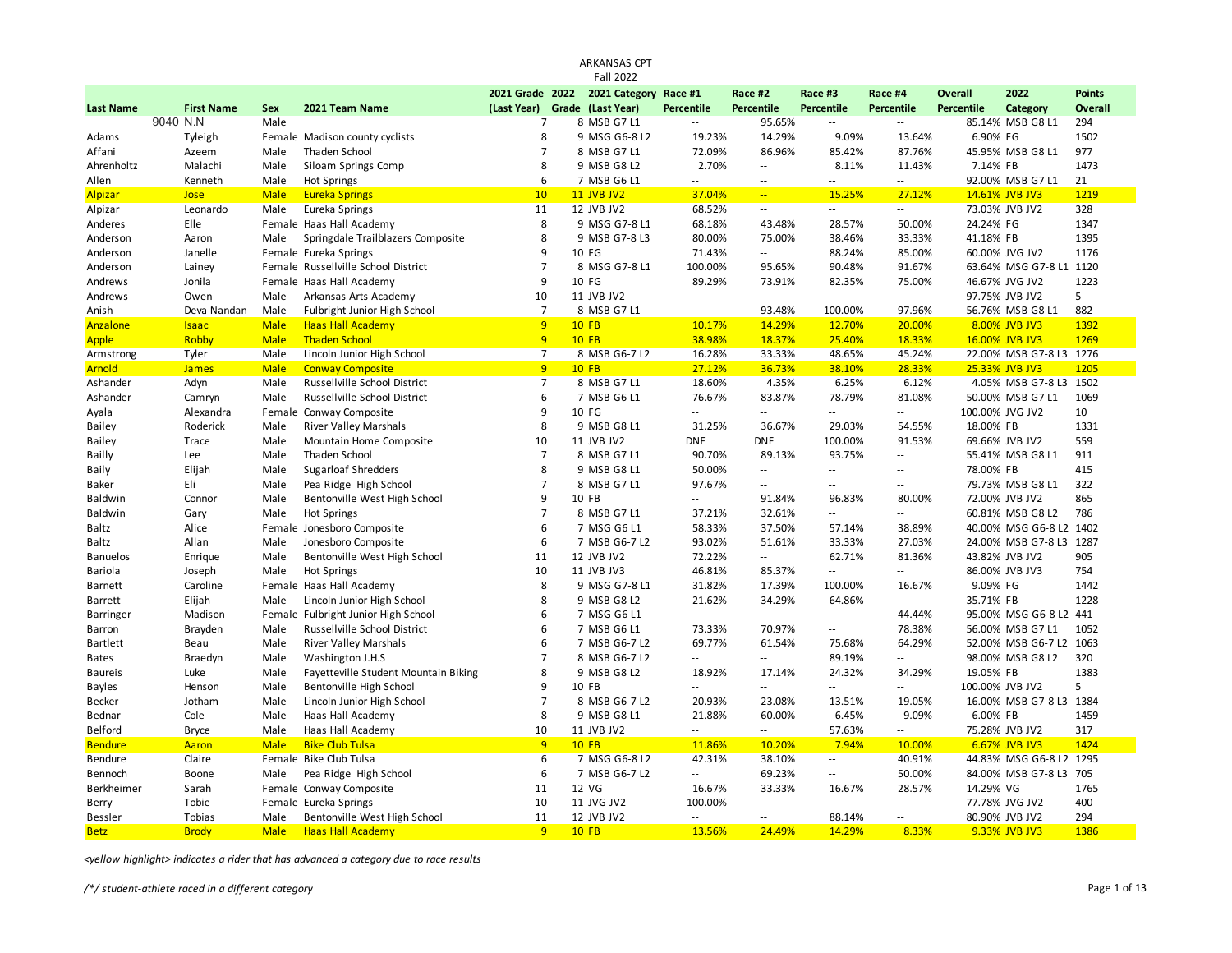# ARKANSAS CPT

## Fall 2022

| Last Name | First Name | Sex | 2021 Team Name | 2021 Grade (Last Year) | 2022 Grade | 2021 Category (Last Year) | Race #1 Percentile | Race #2 Percentile | Race #3 Percentile | Race #4 Percentile | Overall Percentile | 2022 Category | Points Overall |
|---|---|---|---|---|---|---|---|---|---|---|---|---|---|
| 9040 N.N | | Male | | 7 | 8 | MSB G7 L1 | -- | 95.65% | -- | -- | 85.14% | MSB G8 L1 | 294 |
| Adams | Tyleigh | Female | Madison county cyclists | 8 | 9 | MSG G6-8 L2 | 19.23% | 14.29% | 9.09% | 13.64% | 6.90% | FG | 1502 |
| Affani | Azeem | Male | Thaden School | 7 | 8 | MSB G7 L1 | 72.09% | 86.96% | 85.42% | 87.76% | 45.95% | MSB G8 L1 | 977 |
| Ahrenholtz | Malachi | Male | Siloam Springs Comp | 8 | 9 | MSB G8 L2 | 2.70% | -- | 8.11% | 11.43% | 7.14% | FB | 1473 |
| Allen | Kenneth | Male | Hot Springs | 6 | 7 | MSB G6 L1 | -- | -- | -- | -- | 92.00% | MSB G7 L1 | 21 |
| Alpizar | Jose | Male | Eureka Springs | 10 | 11 | JVB JV2 | 37.04% | -- | 15.25% | 27.12% | 14.61% | JVB JV3 | 1219 |
| Alpizar | Leonardo | Male | Eureka Springs | 11 | 12 | JVB JV2 | 68.52% | -- | -- | -- | 73.03% | JVB JV2 | 328 |
| Anderes | Elle | Female | Haas Hall Academy | 8 | 9 | MSG G7-8 L1 | 68.18% | 43.48% | 28.57% | 50.00% | 24.24% | FG | 1347 |
| Anderson | Aaron | Male | Springdale Trailblazers Composite | 8 | 9 | MSB G7-8 L3 | 80.00% | 75.00% | 38.46% | 33.33% | 41.18% | FB | 1395 |
| Anderson | Janelle | Female | Eureka Springs | 9 | 10 | FG | 71.43% | -- | 88.24% | 85.00% | 60.00% | JVG JV2 | 1176 |
| Anderson | Lainey | Female | Russellville School District | 7 | 8 | MSG G7-8 L1 | 100.00% | 95.65% | 90.48% | 91.67% | 63.64% | MSG G7-8 L1 | 1120 |
| Andrews | Jonila | Female | Haas Hall Academy | 9 | 10 | FG | 89.29% | 73.91% | 82.35% | 75.00% | 46.67% | JVG JV2 | 1223 |
| Andrews | Owen | Male | Arkansas Arts Academy | 10 | 11 | JVB JV2 | -- | -- | -- | -- | 97.75% | JVB JV2 | 5 |
| Anish | Deva Nandan | Male | Fulbright Junior High School | 7 | 8 | MSB G7 L1 | -- | 93.48% | 100.00% | 97.96% | 56.76% | MSB G8 L1 | 882 |
| Anzalone | Isaac | Male | Haas Hall Academy | 9 | 10 | FB | 10.17% | 14.29% | 12.70% | 20.00% | 8.00% | JVB JV3 | 1392 |
| Apple | Robby | Male | Thaden School | 9 | 10 | FB | 38.98% | 18.37% | 25.40% | 18.33% | 16.00% | JVB JV3 | 1269 |
| Armstrong | Tyler | Male | Lincoln Junior High School | 7 | 8 | MSB G6-7 L2 | 16.28% | 33.33% | 48.65% | 45.24% | 22.00% | MSB G7-8 L3 | 1276 |
| Arnold | James | Male | Conway Composite | 9 | 10 | FB | 27.12% | 36.73% | 38.10% | 28.33% | 25.33% | JVB JV3 | 1205 |
| Ashander | Adyn | Male | Russellville School District | 7 | 8 | MSB G7 L1 | 18.60% | 4.35% | 6.25% | 6.12% | 4.05% | MSB G7-8 L3 | 1502 |
| Ashander | Camryn | Male | Russellville School District | 6 | 7 | MSB G6 L1 | 76.67% | 83.87% | 78.79% | 81.08% | 50.00% | MSB G7 L1 | 1069 |
| Ayala | Alexandra | Female | Conway Composite | 9 | 10 | FG | -- | -- | -- | -- | 100.00% | JVG JV2 | 10 |
| Bailey | Roderick | Male | River Valley Marshals | 8 | 9 | MSB G8 L1 | 31.25% | 36.67% | 29.03% | 54.55% | 18.00% | FB | 1331 |
| Bailey | Trace | Male | Mountain Home Composite | 10 | 11 | JVB JV2 | DNF | DNF | 100.00% | 91.53% | 69.66% | JVB JV2 | 559 |
| Bailly | Lee | Male | Thaden School | 7 | 8 | MSB G7 L1 | 90.70% | 89.13% | 93.75% | -- | 55.41% | MSB G8 L1 | 911 |
| Baily | Elijah | Male | Sugarloaf Shredders | 8 | 9 | MSB G8 L1 | 50.00% | -- | -- | -- | 78.00% | FB | 415 |
| Baker | Eli | Male | Pea Ridge High School | 7 | 8 | MSB G7 L1 | 97.67% | -- | -- | -- | 79.73% | MSB G8 L1 | 322 |
| Baldwin | Connor | Male | Bentonville West High School | 9 | 10 | FB | -- | 91.84% | 96.83% | 80.00% | 72.00% | JVB JV2 | 865 |
| Baldwin | Gary | Male | Hot Springs | 7 | 8 | MSB G7 L1 | 37.21% | 32.61% | -- | -- | 60.81% | MSB G8 L2 | 786 |
| Baltz | Alice | Female | Jonesboro Composite | 6 | 7 | MSG G6 L1 | 58.33% | 37.50% | 57.14% | 38.89% | 40.00% | MSG G6-8 L2 | 1402 |
| Baltz | Allan | Male | Jonesboro Composite | 6 | 7 | MSB G6-7 L2 | 93.02% | 51.61% | 33.33% | 27.03% | 24.00% | MSB G7-8 L3 | 1287 |
| Banuelos | Enrique | Male | Bentonville West High School | 11 | 12 | JVB JV2 | 72.22% | -- | 62.71% | 81.36% | 43.82% | JVB JV2 | 905 |
| Bariola | Joseph | Male | Hot Springs | 10 | 11 | JVB JV3 | 46.81% | 85.37% | -- | -- | 86.00% | JVB JV3 | 754 |
| Barnett | Caroline | Female | Haas Hall Academy | 8 | 9 | MSG G7-8 L1 | 31.82% | 17.39% | 100.00% | 16.67% | 9.09% | FG | 1442 |
| Barrett | Elijah | Male | Lincoln Junior High School | 8 | 9 | MSB G8 L2 | 21.62% | 34.29% | 64.86% | -- | 35.71% | FB | 1228 |
| Barringer | Madison | Female | Fulbright Junior High School | 6 | 7 | MSG G6 L1 | -- | -- | -- | 44.44% | 95.00% | MSG G6-8 L2 | 441 |
| Barron | Brayden | Male | Russellville School District | 6 | 7 | MSB G6 L1 | 73.33% | 70.97% | -- | 78.38% | 56.00% | MSB G7 L1 | 1052 |
| Bartlett | Beau | Male | River Valley Marshals | 6 | 7 | MSB G6-7 L2 | 69.77% | 61.54% | 75.68% | 64.29% | 52.00% | MSB G6-7 L2 | 1063 |
| Bates | Braedyn | Male | Washington J.H.S | 7 | 8 | MSB G6-7 L2 | -- | -- | 89.19% | -- | 98.00% | MSB G8 L2 | 320 |
| Baureis | Luke | Male | Fayetteville Student Mountain Biking | 8 | 9 | MSB G8 L2 | 18.92% | 17.14% | 24.32% | 34.29% | 19.05% | FB | 1383 |
| Bayles | Henson | Male | Bentonville High School | 9 | 10 | FB | -- | -- | -- | -- | 100.00% | JVB JV2 | 5 |
| Becker | Jotham | Male | Lincoln Junior High School | 7 | 8 | MSB G6-7 L2 | 20.93% | 23.08% | 13.51% | 19.05% | 16.00% | MSB G7-8 L3 | 1384 |
| Bednar | Cole | Male | Haas Hall Academy | 8 | 9 | MSB G8 L1 | 21.88% | 60.00% | 6.45% | 9.09% | 6.00% | FB | 1459 |
| Belford | Bryce | Male | Haas Hall Academy | 10 | 11 | JVB JV2 | -- | -- | 57.63% | -- | 75.28% | JVB JV2 | 317 |
| Bendure | Aaron | Male | Bike Club Tulsa | 9 | 10 | FB | 11.86% | 10.20% | 7.94% | 10.00% | 6.67% | JVB JV3 | 1424 |
| Bendure | Claire | Female | Bike Club Tulsa | 6 | 7 | MSG G6-8 L2 | 42.31% | 38.10% | -- | 40.91% | 44.83% | MSG G6-8 L2 | 1295 |
| Bennoch | Boone | Male | Pea Ridge High School | 6 | 7 | MSB G6-7 L2 | -- | 69.23% | -- | 50.00% | 84.00% | MSB G7-8 L3 | 705 |
| Berkheimer | Sarah | Female | Conway Composite | 11 | 12 | VG | 16.67% | 33.33% | 16.67% | 28.57% | 14.29% | VG | 1765 |
| Berry | Tobie | Female | Eureka Springs | 10 | 11 | JVG JV2 | 100.00% | -- | -- | -- | 77.78% | JVG JV2 | 400 |
| Bessler | Tobias | Male | Bentonville West High School | 11 | 12 | JVB JV2 | -- | -- | 88.14% | -- | 80.90% | JVB JV2 | 294 |
| Betz | Brody | Male | Haas Hall Academy | 9 | 10 | FB | 13.56% | 24.49% | 14.29% | 8.33% | 9.33% | JVB JV3 | 1386 |

*<yellow highlight> indicates a rider that has advanced a category due to race results*

*/*/ student-athlete raced in a different category*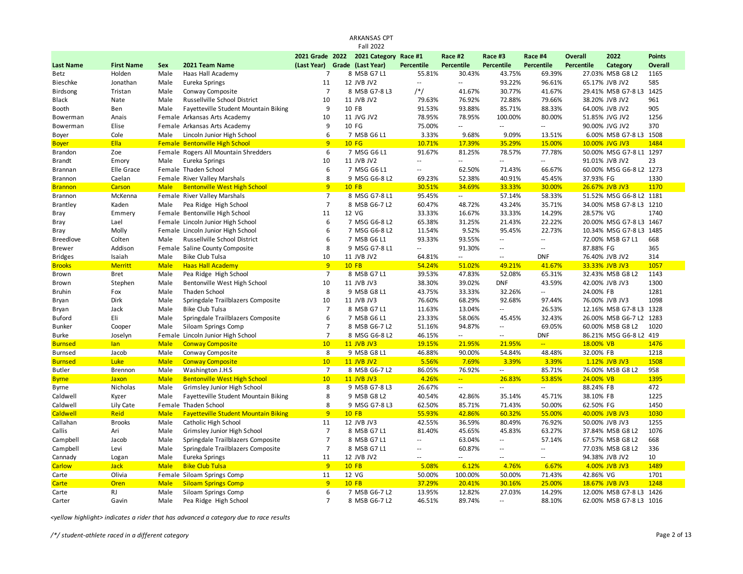ARKANSAS CPT
Fall 2022

| Last Name | First Name | Sex | 2021 Team Name | 2021 Grade (Last Year) | 2022 Grade | 2021 Category (Last Year) | Race #1 Percentile | Race #2 Percentile | Race #3 Percentile | Race #4 Percentile | Overall Percentile | 2022 Category | Points Overall |
|---|---|---|---|---|---|---|---|---|---|---|---|---|---|
| Betz | Holden | Male | Haas Hall Academy | 7 | 8 | MSB G7 L1 | 55.81% | 30.43% | 43.75% | 69.39% | 27.03% | MSB G8 L2 | 1165 |
| Bieschke | Jonathan | Male | Eureka Springs | 11 | 12 | JVB JV2 | -- | -- | 93.22% | 96.61% | 65.17% | JVB JV2 | 585 |
| Birdsong | Tristan | Male | Conway Composite | 7 | 8 | MSB G7-8 L3 | /*/ | 41.67% | 30.77% | 41.67% | 29.41% | MSB G7-8 L3 | 1425 |
| Black | Nate | Male | Russellville School District | 10 | 11 | JVB JV2 | 79.63% | 76.92% | 72.88% | 79.66% | 38.20% | JVB JV2 | 961 |
| Booth | Ben | Male | Fayetteville Student Mountain Biking | 9 | 10 | FB | 91.53% | 93.88% | 85.71% | 88.33% | 64.00% | JVB JV2 | 905 |
| Bowerman | Anais | Female | Arkansas Arts Academy | 10 | 11 | JVG JV2 | 78.95% | 78.95% | 100.00% | 80.00% | 51.85% | JVG JV2 | 1256 |
| Bowerman | Elise | Female | Arkansas Arts Academy | 9 | 10 | FG | 75.00% | -- | -- | -- | 90.00% | JVG JV2 | 370 |
| Boyer | Cole | Male | Lincoln Junior High School | 6 | 7 | MSB G6 L1 | 3.33% | 9.68% | 9.09% | 13.51% | 6.00% | MSB G7-8 L3 | 1508 |
| Boyer | Ella | Female | Bentonville High School | 9 | 10 | FG | 10.71% | 17.39% | 35.29% | 15.00% | 10.00% | JVG JV3 | 1484 |
| Brandon | Zoe | Female | Rogers All Mountain Shredders | 6 | 7 | MSG G6 L1 | 91.67% | 81.25% | 78.57% | 77.78% | 50.00% | MSG G7-8 L1 | 1297 |
| Brandt | Emory | Male | Eureka Springs | 10 | 11 | JVB JV2 | -- | -- | -- | -- | 91.01% | JVB JV2 | 23 |
| Brannan | Elle Grace | Female | Thaden School | 6 | 7 | MSG G6 L1 | -- | 62.50% | 71.43% | 66.67% | 60.00% | MSG G6-8 L2 | 1273 |
| Brannon | Caelan | Female | River Valley Marshals | 8 | 9 | MSG G6-8 L2 | 69.23% | 52.38% | 40.91% | 45.45% | 37.93% | FG | 1330 |
| Brannon | Carson | Male | Bentonville West High School | 9 | 10 | FB | 30.51% | 34.69% | 33.33% | 30.00% | 26.67% | JVB JV3 | 1170 |
| Brannon | McKenna | Female | River Valley Marshals | 7 | 8 | MSG G7-8 L1 | 95.45% | -- | 57.14% | 58.33% | 51.52% | MSG G6-8 L2 | 1181 |
| Brantley | Kaden | Male | Pea Ridge High School | 7 | 8 | MSB G6-7 L2 | 60.47% | 48.72% | 43.24% | 35.71% | 34.00% | MSB G7-8 L3 | 1210 |
| Bray | Emmery | Female | Bentonville High School | 11 | 12 | VG | 33.33% | 16.67% | 33.33% | 14.29% | 28.57% | VG | 1740 |
| Bray | Lael | Female | Lincoln Junior High School | 6 | 7 | MSG G6-8 L2 | 65.38% | 31.25% | 21.43% | 22.22% | 20.00% | MSG G7-8 L3 | 1467 |
| Bray | Molly | Female | Lincoln Junior High School | 6 | 7 | MSG G6-8 L2 | 11.54% | 9.52% | 95.45% | 22.73% | 10.34% | MSG G7-8 L3 | 1485 |
| Breedlove | Colten | Male | Russellville School District | 6 | 7 | MSB G6 L1 | 93.33% | 93.55% | -- | -- | 72.00% | MSB G7 L1 | 668 |
| Brewer | Addison | Female | Saline County Composite | 8 | 9 | MSG G7-8 L1 | -- | 91.30% | -- | -- | 87.88% | FG | 365 |
| Bridges | Isaiah | Male | Bike Club Tulsa | 10 | 11 | JVB JV2 | 64.81% | -- | -- | DNF | 76.40% | JVB JV2 | 314 |
| Brooks | Merritt | Male | Haas Hall Academy | 9 | 10 | FB | 54.24% | 51.02% | 49.21% | 41.67% | 33.33% | JVB JV3 | 1057 |
| Brown | Bret | Male | Pea Ridge High School | 7 | 8 | MSB G7 L1 | 39.53% | 47.83% | 52.08% | 65.31% | 32.43% | MSB G8 L2 | 1143 |
| Brown | Stephen | Male | Bentonville West High School | 10 | 11 | JVB JV3 | 38.30% | 39.02% | DNF | 43.59% | 42.00% | JVB JV3 | 1300 |
| Bruhin | Fox | Male | Thaden School | 8 | 9 | MSB G8 L1 | 43.75% | 33.33% | 32.26% | -- | 24.00% | FB | 1281 |
| Bryan | Dirk | Male | Springdale Trailblazers Composite | 10 | 11 | JVB JV3 | 76.60% | 68.29% | 92.68% | 97.44% | 76.00% | JVB JV3 | 1098 |
| Bryan | Jack | Male | Bike Club Tulsa | 7 | 8 | MSB G7 L1 | 11.63% | 13.04% | -- | 26.53% | 12.16% | MSB G7-8 L3 | 1328 |
| Buford | Eli | Male | Springdale Trailblazers Composite | 6 | 7 | MSB G6 L1 | 23.33% | 58.06% | 45.45% | 32.43% | 26.00% | MSB G6-7 L2 | 1283 |
| Bunker | Cooper | Male | Siloam Springs Comp | 7 | 8 | MSB G6-7 L2 | 51.16% | 94.87% | -- | 69.05% | 60.00% | MSB G8 L2 | 1020 |
| Burke | Joselyn | Female | Lincoln Junior High School | 7 | 8 | MSG G6-8 L2 | 46.15% | -- | -- | DNF | 86.21% | MSG G6-8 L2 | 419 |
| Burnsed | Ian | Male | Conway Composite | 10 | 11 | JVB JV3 | 19.15% | 21.95% | 21.95% | -- | 18.00% | VB | 1476 |
| Burnsed | Jacob | Male | Conway Composite | 8 | 9 | MSB G8 L1 | 46.88% | 90.00% | 54.84% | 48.48% | 32.00% | FB | 1218 |
| Burnsed | Luke | Male | Conway Composite | 10 | 11 | JVB JV2 | 5.56% | 7.69% | 3.39% | 3.39% | 1.12% | JVB JV3 | 1508 |
| Butler | Brennon | Male | Washington J.H.S | 7 | 8 | MSB G6-7 L2 | 86.05% | 76.92% | -- | 85.71% | 76.00% | MSB G8 L2 | 958 |
| Byrne | Jaxon | Male | Bentonville West High School | 10 | 11 | JVB JV3 | 4.26% | -- | 26.83% | 53.85% | 24.00% | VB | 1395 |
| Byrne | Nicholas | Male | Grimsley Junior High School | 8 | 9 | MSB G7-8 L3 | 26.67% | -- | -- | -- | 88.24% | FB | 472 |
| Caldwell | Kyzer | Male | Fayetteville Student Mountain Biking | 8 | 9 | MSB G8 L2 | 40.54% | 42.86% | 35.14% | 45.71% | 38.10% | FB | 1225 |
| Caldwell | Lily Cate | Female | Thaden School | 8 | 9 | MSG G7-8 L3 | 62.50% | 85.71% | 71.43% | 50.00% | 62.50% | FG | 1450 |
| Caldwell | Reid | Male | Fayetteville Student Mountain Biking | 9 | 10 | FB | 55.93% | 42.86% | 60.32% | 55.00% | 40.00% | JVB JV3 | 1030 |
| Callahan | Brooks | Male | Catholic High School | 11 | 12 | JVB JV3 | 42.55% | 36.59% | 80.49% | 76.92% | 50.00% | JVB JV3 | 1255 |
| Callis | Ari | Male | Grimsley Junior High School | 7 | 8 | MSB G7 L1 | 81.40% | 45.65% | 45.83% | 63.27% | 37.84% | MSB G8 L2 | 1076 |
| Campbell | Jacob | Male | Springdale Trailblazers Composite | 7 | 8 | MSB G7 L1 | -- | 63.04% | -- | 57.14% | 67.57% | MSB G8 L2 | 668 |
| Campbell | Levi | Male | Springdale Trailblazers Composite | 7 | 8 | MSB G7 L1 | -- | 60.87% | -- | -- | 77.03% | MSB G8 L2 | 336 |
| Cannady | Logan | Male | Eureka Springs | 11 | 12 | JVB JV2 | -- | -- | -- | -- | 94.38% | JVB JV2 | 10 |
| Carlow | Jack | Male | Bike Club Tulsa | 9 | 10 | FB | 5.08% | 6.12% | 4.76% | 6.67% | 4.00% | JVB JV3 | 1489 |
| Carte | Olivia | Female | Siloam Springs Comp | 11 | 12 | VG | 50.00% | 100.00% | 50.00% | 71.43% | 42.86% | VG | 1701 |
| Carte | Oren | Male | Siloam Springs Comp | 9 | 10 | FB | 37.29% | 20.41% | 30.16% | 25.00% | 18.67% | JVB JV3 | 1248 |
| Carte | RJ | Male | Siloam Springs Comp | 6 | 7 | MSB G6-7 L2 | 13.95% | 12.82% | 27.03% | 14.29% | 12.00% | MSB G7-8 L3 | 1426 |
| Carter | Gavin | Male | Pea Ridge High School | 7 | 8 | MSB G6-7 L2 | 46.51% | 89.74% | -- | 88.10% | 62.00% | MSB G7-8 L3 | 1016 |

*<yellow highlight> indicates a rider that has advanced a category due to race results*

*/*/ student-athlete raced in a different category*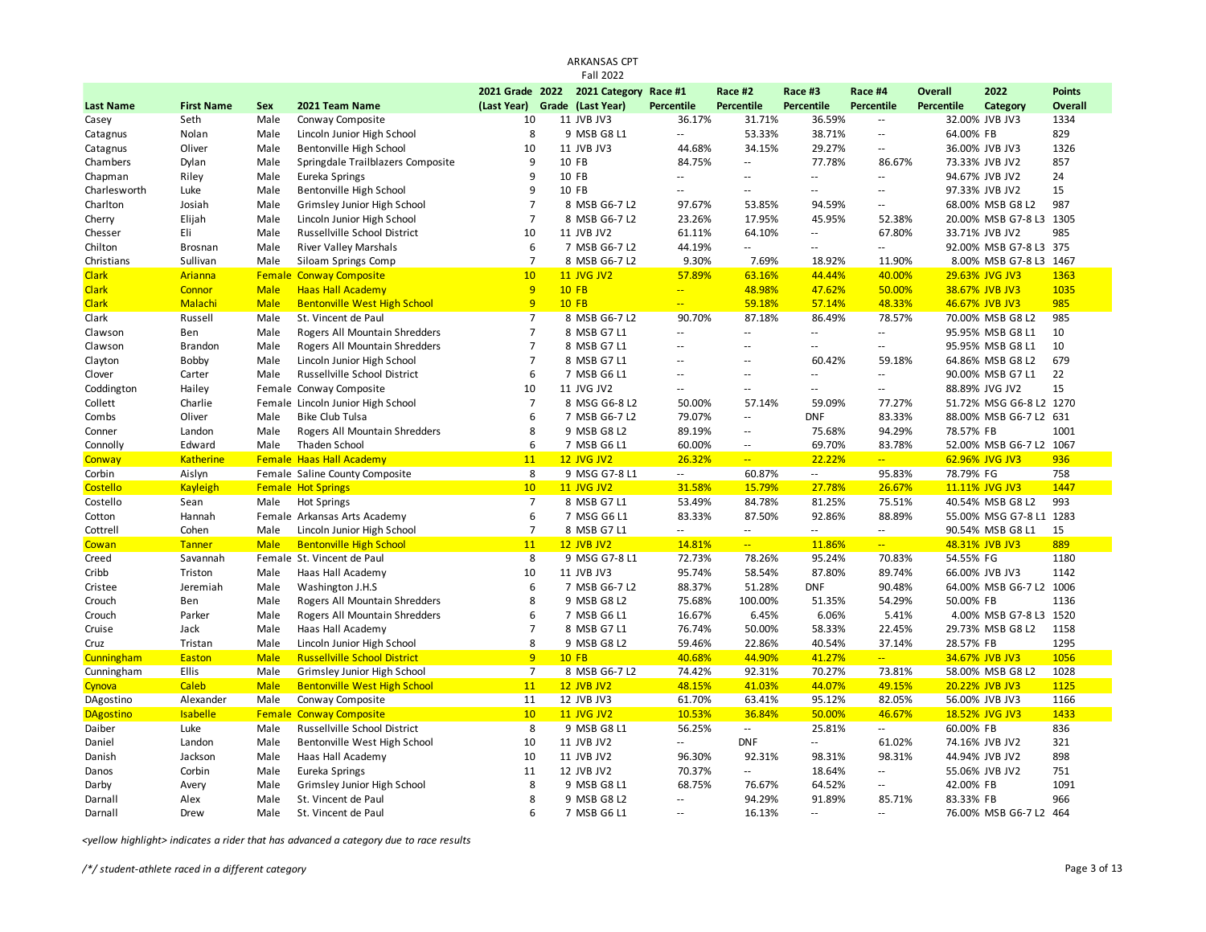ARKANSAS CPT
Fall 2022

| Last Name | First Name | Sex | 2021 Team Name | 2021 Grade (Last Year) | 2022 Grade | 2021 Category (Last Year) | Race #1 Percentile | Race #2 Percentile | Race #3 Percentile | Race #4 Percentile | Overall Percentile | 2022 Category | Points Overall |
|---|---|---|---|---|---|---|---|---|---|---|---|---|---|
| Casey | Seth | Male | Conway Composite | 10 | 11 | JVB JV3 | 36.17% | 31.71% | 36.59% | -- | 32.00% | JVB JV3 | 1334 |
| Catagnus | Nolan | Male | Lincoln Junior High School | 8 | 9 | MSB G8 L1 | -- | 53.33% | 38.71% | -- | 64.00% | FB | 829 |
| Catagnus | Oliver | Male | Bentonville High School | 10 | 11 | JVB JV3 | 44.68% | 34.15% | 29.27% | -- | 36.00% | JVB JV3 | 1326 |
| Chambers | Dylan | Male | Springdale Trailblazers Composite | 9 | 10 | FB | 84.75% | -- | 77.78% | 86.67% | 73.33% | JVB JV2 | 857 |
| Chapman | Riley | Male | Eureka Springs | 9 | 10 | FB | -- | -- | -- | -- | 94.67% | JVB JV2 | 24 |
| Charlesworth | Luke | Male | Bentonville High School | 9 | 10 | FB | -- | -- | -- | -- | 97.33% | JVB JV2 | 15 |
| Charlton | Josiah | Male | Grimsley Junior High School | 7 | 8 | MSB G6-7 L2 | 97.67% | 53.85% | 94.59% | -- | 68.00% | MSB G8 L2 | 987 |
| Cherry | Elijah | Male | Lincoln Junior High School | 7 | 8 | MSB G6-7 L2 | 23.26% | 17.95% | 45.95% | 52.38% | 20.00% | MSB G7-8 L3 | 1305 |
| Chesser | Eli | Male | Russellville School District | 10 | 11 | JVB JV2 | 61.11% | 64.10% | -- | 67.80% | 33.71% | JVB JV2 | 985 |
| Chilton | Brosnan | Male | River Valley Marshals | 6 | 7 | MSB G6-7 L2 | 44.19% | -- | -- | -- | 92.00% | MSB G7-8 L3 | 375 |
| Christians | Sullivan | Male | Siloam Springs Comp | 7 | 8 | MSB G6-7 L2 | 9.30% | 7.69% | 18.92% | 11.90% | 8.00% | MSB G7-8 L3 | 1467 |
| Clark | Arianna | Female | Conway Composite | 10 | 11 | JVG JV2 | 57.89% | 63.16% | 44.44% | 40.00% | 29.63% | JVG JV3 | 1363 |
| Clark | Connor | Male | Haas Hall Academy | 9 | 10 | FB | -- | 48.98% | 47.62% | 50.00% | 38.67% | JVB JV3 | 1035 |
| Clark | Malachi | Male | Bentonville West High School | 9 | 10 | FB | -- | 59.18% | 57.14% | 48.33% | 46.67% | JVB JV3 | 985 |
| Clark | Russell | Male | St. Vincent de Paul | 7 | 8 | MSB G6-7 L2 | 90.70% | 87.18% | 86.49% | 78.57% | 70.00% | MSB G8 L2 | 985 |
| Clawson | Ben | Male | Rogers All Mountain Shredders | 7 | 8 | MSB G7 L1 | -- | -- | -- | -- | 95.95% | MSB G8 L1 | 10 |
| Clawson | Brandon | Male | Rogers All Mountain Shredders | 7 | 8 | MSB G7 L1 | -- | -- | -- | -- | 95.95% | MSB G8 L1 | 10 |
| Clayton | Bobby | Male | Lincoln Junior High School | 7 | 8 | MSB G7 L1 | -- | -- | 60.42% | 59.18% | 64.86% | MSB G8 L2 | 679 |
| Clover | Carter | Male | Russellville School District | 6 | 7 | MSB G6 L1 | -- | -- | -- | -- | 90.00% | MSB G7 L1 | 22 |
| Coddington | Hailey | Female | Conway Composite | 10 | 11 | JVG JV2 | -- | -- | -- | -- | 88.89% | JVG JV2 | 15 |
| Collett | Charlie | Female | Lincoln Junior High School | 7 | 8 | MSG G6-8 L2 | 50.00% | 57.14% | 59.09% | 77.27% | 51.72% | MSG G6-8 L2 | 1270 |
| Combs | Oliver | Male | Bike Club Tulsa | 6 | 7 | MSB G6-7 L2 | 79.07% | -- | DNF | 83.33% | 88.00% | MSB G6-7 L2 | 631 |
| Conner | Landon | Male | Rogers All Mountain Shredders | 8 | 9 | MSB G8 L2 | 89.19% | -- | 75.68% | 94.29% | 78.57% | FB | 1001 |
| Connolly | Edward | Male | Thaden School | 6 | 7 | MSB G6 L1 | 60.00% | -- | 69.70% | 83.78% | 52.00% | MSB G6-7 L2 | 1067 |
| Conway | Katherine | Female | Haas Hall Academy | 11 | 12 | JVG JV2 | 26.32% | -- | 22.22% | -- | 62.96% | JVG JV3 | 936 |
| Corbin | Aislyn | Female | Saline County Composite | 8 | 9 | MSG G7-8 L1 | -- | 60.87% | -- | 95.83% | 78.79% | FG | 758 |
| Costello | Kayleigh | Female | Hot Springs | 10 | 11 | JVG JV2 | 31.58% | 15.79% | 27.78% | 26.67% | 11.11% | JVG JV3 | 1447 |
| Costello | Sean | Male | Hot Springs | 7 | 8 | MSB G7 L1 | 53.49% | 84.78% | 81.25% | 75.51% | 40.54% | MSB G8 L2 | 993 |
| Cotton | Hannah | Female | Arkansas Arts Academy | 6 | 7 | MSG G6 L1 | 83.33% | 87.50% | 92.86% | 88.89% | 55.00% | MSG G7-8 L1 | 1283 |
| Cottrell | Cohen | Male | Lincoln Junior High School | 7 | 8 | MSB G7 L1 | -- | -- | -- | -- | 90.54% | MSB G8 L1 | 15 |
| Cowan | Tanner | Male | Bentonville High School | 11 | 12 | JVB JV2 | 14.81% | -- | 11.86% | -- | 48.31% | JVB JV3 | 889 |
| Creed | Savannah | Female | St. Vincent de Paul | 8 | 9 | MSG G7-8 L1 | 72.73% | 78.26% | 95.24% | 70.83% | 54.55% | FG | 1180 |
| Cribb | Triston | Male | Haas Hall Academy | 10 | 11 | JVB JV3 | 95.74% | 58.54% | 87.80% | 89.74% | 66.00% | JVB JV3 | 1142 |
| Cristee | Jeremiah | Male | Washington J.H.S | 6 | 7 | MSB G6-7 L2 | 88.37% | 51.28% | DNF | 90.48% | 64.00% | MSB G6-7 L2 | 1006 |
| Crouch | Ben | Male | Rogers All Mountain Shredders | 8 | 9 | MSB G8 L2 | 75.68% | 100.00% | 51.35% | 54.29% | 50.00% | FB | 1136 |
| Crouch | Parker | Male | Rogers All Mountain Shredders | 6 | 7 | MSB G6 L1 | 16.67% | 6.45% | 6.06% | 5.41% | 4.00% | MSB G7-8 L3 | 1520 |
| Cruise | Jack | Male | Haas Hall Academy | 7 | 8 | MSB G7 L1 | 76.74% | 50.00% | 58.33% | 22.45% | 29.73% | MSB G8 L2 | 1158 |
| Cruz | Tristan | Male | Lincoln Junior High School | 8 | 9 | MSB G8 L2 | 59.46% | 22.86% | 40.54% | 37.14% | 28.57% | FB | 1295 |
| Cunningham | Easton | Male | Russellville School District | 9 | 10 | FB | 40.68% | 44.90% | 41.27% | -- | 34.67% | JVB JV3 | 1056 |
| Cunningham | Ellis | Male | Grimsley Junior High School | 7 | 8 | MSB G6-7 L2 | 74.42% | 92.31% | 70.27% | 73.81% | 58.00% | MSB G8 L2 | 1028 |
| Cynova | Caleb | Male | Bentonville West High School | 11 | 12 | JVB JV2 | 48.15% | 41.03% | 44.07% | 49.15% | 20.22% | JVB JV3 | 1125 |
| DAgostino | Alexander | Male | Conway Composite | 11 | 12 | JVB JV3 | 61.70% | 63.41% | 95.12% | 82.05% | 56.00% | JVB JV3 | 1166 |
| DAgostino | Isabelle | Female | Conway Composite | 10 | 11 | JVG JV2 | 10.53% | 36.84% | 50.00% | 46.67% | 18.52% | JVG JV3 | 1433 |
| Daiber | Luke | Male | Russellville School District | 8 | 9 | MSB G8 L1 | 56.25% | -- | 25.81% | -- | 60.00% | FB | 836 |
| Daniel | Landon | Male | Bentonville West High School | 10 | 11 | JVB JV2 | -- | DNF | -- | 61.02% | 74.16% | JVB JV2 | 321 |
| Danish | Jackson | Male | Haas Hall Academy | 10 | 11 | JVB JV2 | 96.30% | 92.31% | 98.31% | 98.31% | 44.94% | JVB JV2 | 898 |
| Danos | Corbin | Male | Eureka Springs | 11 | 12 | JVB JV2 | 70.37% | -- | 18.64% | -- | 55.06% | JVB JV2 | 751 |
| Darby | Avery | Male | Grimsley Junior High School | 8 | 9 | MSB G8 L1 | 68.75% | 76.67% | 64.52% | -- | 42.00% | FB | 1091 |
| Darnall | Alex | Male | St. Vincent de Paul | 8 | 9 | MSB G8 L2 | -- | 94.29% | 91.89% | 85.71% | 83.33% | FB | 966 |
| Darnall | Drew | Male | St. Vincent de Paul | 6 | 7 | MSB G6 L1 | -- | 16.13% | -- | -- | 76.00% | MSB G6-7 L2 | 464 |

*<yellow highlight> indicates a rider that has advanced a category due to race results*

*/*/ student-athlete raced in a different category*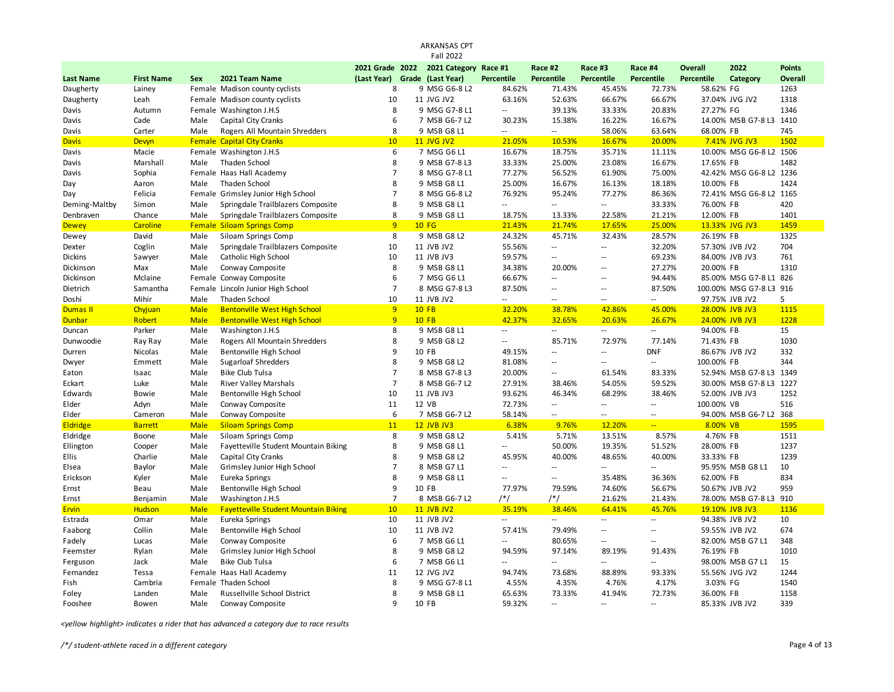# ARKANSAS CPT
## Fall 2022

| Last Name | First Name | Sex | 2021 Team Name | 2021 Grade (Last Year) | 2022 Grade | 2021 Category (Last Year) | Race #1 Percentile | Race #2 Percentile | Race #3 Percentile | Race #4 Percentile | Overall Percentile | 2022 Category | Points Overall |
|---|---|---|---|---|---|---|---|---|---|---|---|---|---|
| Daugherty | Lainey | Female | Madison county cyclists | 8 | 9 | MSG G6-8 L2 | 84.62% | 71.43% | 45.45% | 72.73% | 58.62% | FG | 1263 |
| Daugherty | Leah | Female | Madison county cyclists | 10 | 11 | JVG JV2 | 63.16% | 52.63% | 66.67% | 66.67% | 37.04% | JVG JV2 | 1318 |
| Davis | Autumn | Female | Washington J.H.S | 8 | 9 | MSG G7-8 L1 | -- | 39.13% | 33.33% | 20.83% | 27.27% | FG | 1346 |
| Davis | Cade | Male | Capital City Cranks | 6 | 7 | MSB G6-7 L2 | 30.23% | 15.38% | 16.22% | 16.67% | 14.00% | MSB G7-8 L3 | 1410 |
| Davis | Carter | Male | Rogers All Mountain Shredders | 8 | 9 | MSB G8 L1 | -- | -- | 58.06% | 63.64% | 68.00% | FB | 745 |
| Davis | Devyn | Female | Capital City Cranks | 10 | 11 | JVG JV2 | 21.05% | 10.53% | 16.67% | 20.00% | 7.41% | JVG JV3 | 1502 |
| Davis | Macie | Female | Washington J.H.S | 6 | 7 | MSG G6 L1 | 16.67% | 18.75% | 35.71% | 11.11% | 10.00% | MSG G6-8 L2 | 1506 |
| Davis | Marshall | Male | Thaden School | 8 | 9 | MSB G7-8 L3 | 33.33% | 25.00% | 23.08% | 16.67% | 17.65% | FB | 1482 |
| Davis | Sophia | Female | Haas Hall Academy | 7 | 8 | MSG G7-8 L1 | 77.27% | 56.52% | 61.90% | 75.00% | 42.42% | MSG G6-8 L2 | 1236 |
| Day | Aaron | Male | Thaden School | 8 | 9 | MSB G8 L1 | 25.00% | 16.67% | 16.13% | 18.18% | 10.00% | FB | 1424 |
| Day | Felicia | Female | Grimsley Junior High School | 7 | 8 | MSG G6-8 L2 | 76.92% | 95.24% | 77.27% | 86.36% | 72.41% | MSG G6-8 L2 | 1165 |
| Deming-Maltby | Simon | Male | Springdale Trailblazers Composite | 8 | 9 | MSB G8 L1 | -- | -- | -- | 33.33% | 76.00% | FB | 420 |
| Denbraven | Chance | Male | Springdale Trailblazers Composite | 8 | 9 | MSB G8 L1 | 18.75% | 13.33% | 22.58% | 21.21% | 12.00% | FB | 1401 |
| Dewey | Caroline | Female | Siloam Springs Comp | 9 | 10 | FG | 21.43% | 21.74% | 17.65% | 25.00% | 13.33% | JVG JV3 | 1459 |
| Dewey | David | Male | Siloam Springs Comp | 8 | 9 | MSB G8 L2 | 24.32% | 45.71% | 32.43% | 28.57% | 26.19% | FB | 1325 |
| Dexter | Coglin | Male | Springdale Trailblazers Composite | 10 | 11 | JVB JV2 | 55.56% | -- | -- | 32.20% | 57.30% | JVB JV2 | 704 |
| Dickins | Sawyer | Male | Catholic High School | 10 | 11 | JVB JV3 | 59.57% | -- | -- | 69.23% | 84.00% | JVB JV3 | 761 |
| Dickinson | Max | Male | Conway Composite | 8 | 9 | MSB G8 L1 | 34.38% | 20.00% | -- | 27.27% | 20.00% | FB | 1310 |
| Dickinson | Mclaine | Female | Conway Composite | 6 | 7 | MSG G6 L1 | 66.67% | -- | -- | 94.44% | 85.00% | MSG G7-8 L1 | 826 |
| Dietrich | Samantha | Female | Lincoln Junior High School | 7 | 8 | MSG G7-8 L3 | 87.50% | -- | -- | 87.50% | 100.00% | MSG G7-8 L3 | 916 |
| Doshi | Mihir | Male | Thaden School | 10 | 11 | JVB JV2 | -- | -- | -- | -- | 97.75% | JVB JV2 | 5 |
| Dumas II | Chyjuan | Male | Bentonville West High School | 9 | 10 | FB | 32.20% | 38.78% | 42.86% | 45.00% | 28.00% | JVB JV3 | 1115 |
| Dunbar | Robert | Male | Bentonville West High School | 9 | 10 | FB | 42.37% | 32.65% | 20.63% | 26.67% | 24.00% | JVB JV3 | 1228 |
| Duncan | Parker | Male | Washington J.H.S | 8 | 9 | MSB G8 L1 | -- | -- | -- | -- | 94.00% | FB | 15 |
| Dunwoodie | Ray Ray | Male | Rogers All Mountain Shredders | 8 | 9 | MSB G8 L2 | -- | 85.71% | 72.97% | 77.14% | 71.43% | FB | 1030 |
| Durren | Nicolas | Male | Bentonville High School | 9 | 10 | FB | 49.15% | -- | -- | DNF | 86.67% | JVB JV2 | 332 |
| Dwyer | Emmett | Male | Sugarloaf Shredders | 8 | 9 | MSB G8 L2 | 81.08% | -- | -- | -- | 100.00% | FB | 344 |
| Eaton | Isaac | Male | Bike Club Tulsa | 7 | 8 | MSB G7-8 L3 | 20.00% | -- | 61.54% | 83.33% | 52.94% | MSB G7-8 L3 | 1349 |
| Eckart | Luke | Male | River Valley Marshals | 7 | 8 | MSB G6-7 L2 | 27.91% | 38.46% | 54.05% | 59.52% | 30.00% | MSB G7-8 L3 | 1227 |
| Edwards | Bowie | Male | Bentonville High School | 10 | 11 | JVB JV3 | 93.62% | 46.34% | 68.29% | 38.46% | 52.00% | JVB JV3 | 1252 |
| Elder | Adyn | Male | Conway Composite | 11 | 12 | VB | 72.73% | -- | -- | -- | 100.00% | VB | 516 |
| Elder | Cameron | Male | Conway Composite | 6 | 7 | MSB G6-7 L2 | 58.14% | -- | -- | -- | 94.00% | MSB G6-7 L2 | 368 |
| Eldridge | Barrett | Male | Siloam Springs Comp | 11 | 12 | JVB JV3 | 6.38% | 9.76% | 12.20% | -- | 8.00% | VB | 1595 |
| Eldridge | Boone | Male | Siloam Springs Comp | 8 | 9 | MSB G8 L2 | 5.41% | 5.71% | 13.51% | 8.57% | 4.76% | FB | 1511 |
| Ellington | Cooper | Male | Fayetteville Student Mountain Biking | 8 | 9 | MSB G8 L1 | -- | 50.00% | 19.35% | 51.52% | 28.00% | FB | 1237 |
| Ellis | Charlie | Male | Capital City Cranks | 8 | 9 | MSB G8 L2 | 45.95% | 40.00% | 48.65% | 40.00% | 33.33% | FB | 1239 |
| Elsea | Baylor | Male | Grimsley Junior High School | 7 | 8 | MSB G7 L1 | -- | -- | -- | -- | 95.95% | MSB G8 L1 | 10 |
| Erickson | Kyler | Male | Eureka Springs | 8 | 9 | MSB G8 L1 | -- | -- | 35.48% | 36.36% | 62.00% | FB | 834 |
| Ernst | Beau | Male | Bentonville High School | 9 | 10 | FB | 77.97% | 79.59% | 74.60% | 56.67% | 50.67% | JVB JV2 | 959 |
| Ernst | Benjamin | Male | Washington J.H.S | 7 | 8 | MSB G6-7 L2 | /*/ | /*/ | 21.62% | 21.43% | 78.00% | MSB G7-8 L3 | 910 |
| Ervin | Hudson | Male | Fayetteville Student Mountain Biking | 10 | 11 | JVB JV2 | 35.19% | 38.46% | 64.41% | 45.76% | 19.10% | JVB JV3 | 1136 |
| Estrada | Omar | Male | Eureka Springs | 10 | 11 | JVB JV2 | -- | -- | -- | -- | 94.38% | JVB JV2 | 10 |
| Faaborg | Collin | Male | Bentonville High School | 10 | 11 | JVB JV2 | 57.41% | 79.49% | -- | -- | 59.55% | JVB JV2 | 674 |
| Fadely | Lucas | Male | Conway Composite | 6 | 7 | MSB G6 L1 | -- | 80.65% | -- | -- | 82.00% | MSB G7 L1 | 348 |
| Feemster | Rylan | Male | Grimsley Junior High School | 8 | 9 | MSB G8 L2 | 94.59% | 97.14% | 89.19% | 91.43% | 76.19% | FB | 1010 |
| Ferguson | Jack | Male | Bike Club Tulsa | 6 | 7 | MSB G6 L1 | -- | -- | -- | -- | 98.00% | MSB G7 L1 | 15 |
| Fernandez | Tessa | Female | Haas Hall Academy | 11 | 12 | JVG JV2 | 94.74% | 73.68% | 88.89% | 93.33% | 55.56% | JVG JV2 | 1244 |
| Fish | Cambria | Female | Thaden School | 8 | 9 | MSG G7-8 L1 | 4.55% | 4.35% | 4.76% | 4.17% | 3.03% | FG | 1540 |
| Foley | Landen | Male | Russellville School District | 8 | 9 | MSB G8 L1 | 65.63% | 73.33% | 41.94% | 72.73% | 36.00% | FB | 1158 |
| Fooshee | Bowen | Male | Conway Composite | 9 | 10 | FB | 59.32% | -- | -- | -- | 85.33% | JVB JV2 | 339 |

*<yellow highlight> indicates a rider that has advanced a category due to race results*

*/*/ student-athlete raced in a different category*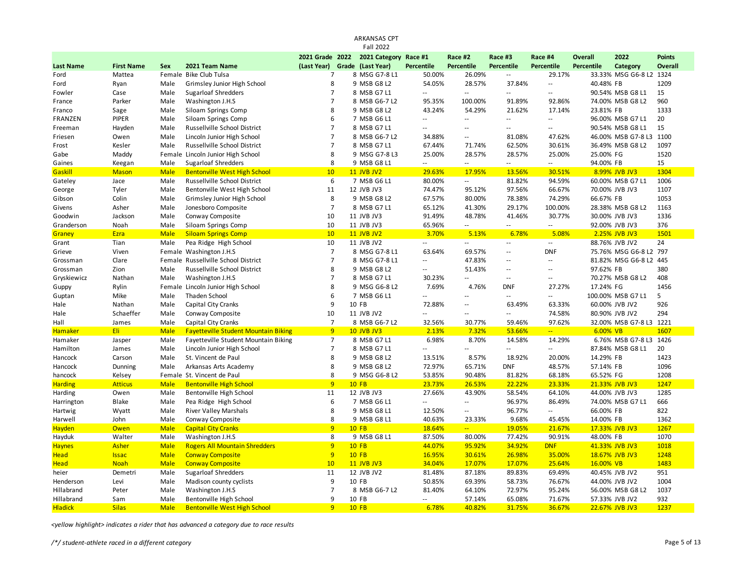ARKANSAS CPT
Fall 2022

| Last Name | First Name | Sex | 2021 Team Name | 2021 Grade (Last Year) | 2022 Grade | 2021 Category (Last Year) | Race #1 Percentile | Race #2 Percentile | Race #3 Percentile | Race #4 Percentile | Overall Percentile | 2022 Category | Points Overall |
|---|---|---|---|---|---|---|---|---|---|---|---|---|---|
| Ford | Mattea | Female | Bike Club Tulsa | 7 | 8 | MSG G7-8 L1 | 50.00% | 26.09% | -- | 29.17% | 33.33% | MSG G6-8 L2 | 1324 |
| Ford | Ryan | Male | Grimsley Junior High School | 8 | 9 | MSB G8 L2 | 54.05% | 28.57% | 37.84% | -- | 40.48% | FB | 1209 |
| Fowler | Case | Male | Sugarloaf Shredders | 7 | 8 | MSB G7 L1 | -- | -- | -- | -- | 90.54% | MSB G8 L1 | 15 |
| France | Parker | Male | Washington J.H.S | 7 | 8 | MSB G6-7 L2 | 95.35% | 100.00% | 91.89% | 92.86% | 74.00% | MSB G8 L2 | 960 |
| Franco | Sage | Male | Siloam Springs Comp | 8 | 9 | MSB G8 L2 | 43.24% | 54.29% | 21.62% | 17.14% | 23.81% | FB | 1333 |
| FRANZEN | PIPER | Male | Siloam Springs Comp | 6 | 7 | MSB G6 L1 | -- | -- | -- | -- | 96.00% | MSB G7 L1 | 20 |
| Freeman | Hayden | Male | Russellville School District | 7 | 8 | MSB G7 L1 | -- | -- | -- | -- | 90.54% | MSB G8 L1 | 15 |
| Friesen | Owen | Male | Lincoln Junior High School | 7 | 8 | MSB G6-7 L2 | 34.88% | -- | 81.08% | 47.62% | 46.00% | MSB G7-8 L3 | 1100 |
| Frost | Kesler | Male | Russellville School District | 7 | 8 | MSB G7 L1 | 67.44% | 71.74% | 62.50% | 30.61% | 36.49% | MSB G8 L2 | 1097 |
| Gabe | Maddy | Female | Lincoln Junior High School | 8 | 9 | MSG G7-8 L3 | 25.00% | 28.57% | 28.57% | 25.00% | 25.00% | FG | 1520 |
| Gaines | Keegan | Male | Sugarloaf Shredders | 8 | 9 | MSB G8 L1 | -- | -- | -- | -- | 94.00% | FB | 15 |
| Gaskill | Mason | Male | Bentonville West High School | 10 | 11 | JVB JV2 | 29.63% | 17.95% | 13.56% | 30.51% | 8.99% | JVB JV3 | 1304 |
| Gateley | Jace | Male | Russellville School District | 6 | 7 | MSB G6 L1 | 80.00% | -- | 81.82% | 94.59% | 60.00% | MSB G7 L1 | 1006 |
| George | Tyler | Male | Bentonville West High School | 11 | 12 | JVB JV3 | 74.47% | 95.12% | 97.56% | 66.67% | 70.00% | JVB JV3 | 1107 |
| Gibson | Colin | Male | Grimsley Junior High School | 8 | 9 | MSB G8 L2 | 67.57% | 80.00% | 78.38% | 74.29% | 66.67% | FB | 1053 |
| Givens | Asher | Male | Jonesboro Composite | 7 | 8 | MSB G7 L1 | 65.12% | 41.30% | 29.17% | 100.00% | 28.38% | MSB G8 L2 | 1163 |
| Goodwin | Jackson | Male | Conway Composite | 10 | 11 | JVB JV3 | 91.49% | 48.78% | 41.46% | 30.77% | 30.00% | JVB JV3 | 1336 |
| Granderson | Noah | Male | Siloam Springs Comp | 10 | 11 | JVB JV3 | 65.96% | -- | -- | -- | 92.00% | JVB JV3 | 376 |
| Graney | Ezra | Male | Siloam Springs Comp | 10 | 11 | JVB JV2 | 3.70% | 5.13% | 6.78% | 5.08% | 2.25% | JVB JV3 | 1501 |
| Grant | Tian | Male | Pea Ridge High School | 10 | 11 | JVB JV2 | -- | -- | -- | -- | 88.76% | JVB JV2 | 24 |
| Grieve | Viven | Female | Washington J.H.S | 7 | 8 | MSG G7-8 L1 | 63.64% | 69.57% | -- | DNF | 75.76% | MSG G6-8 L2 | 797 |
| Grossman | Clare | Female | Russellville School District | 7 | 8 | MSG G7-8 L1 | -- | 47.83% | -- | -- | 81.82% | MSG G6-8 L2 | 445 |
| Grossman | Zion | Male | Russellville School District | 8 | 9 | MSB G8 L2 | -- | 51.43% | -- | -- | 97.62% | FB | 380 |
| Gryskiewicz | Nathan | Male | Washington J.H.S | 7 | 8 | MSB G7 L1 | 30.23% | -- | -- | -- | 70.27% | MSB G8 L2 | 408 |
| Guppy | Rylin | Female | Lincoln Junior High School | 8 | 9 | MSG G6-8 L2 | 7.69% | 4.76% | DNF | 27.27% | 17.24% | FG | 1456 |
| Guptan | Mike | Male | Thaden School | 6 | 7 | MSB G6 L1 | -- | -- | -- | -- | 100.00% | MSB G7 L1 | 5 |
| Hale | Nathan | Male | Capital City Cranks | 9 | 10 | FB | 72.88% | -- | 63.49% | 63.33% | 60.00% | JVB JV2 | 926 |
| Hale | Schaeffer | Male | Conway Composite | 10 | 11 | JVB JV2 | -- | -- | -- | 74.58% | 80.90% | JVB JV2 | 294 |
| Hall | James | Male | Capital City Cranks | 7 | 8 | MSB G6-7 L2 | 32.56% | 30.77% | 59.46% | 97.62% | 32.00% | MSB G7-8 L3 | 1221 |
| Hamaker | Eli | Male | Fayetteville Student Mountain Biking | 9 | 10 | JVB JV3 | 2.13% | 7.32% | 53.66% | -- | 6.00% | VB | 1607 |
| Hamaker | Jasper | Male | Fayetteville Student Mountain Biking | 7 | 8 | MSB G7 L1 | 6.98% | 8.70% | 14.58% | 14.29% | 6.76% | MSB G7-8 L3 | 1426 |
| Hamilton | James | Male | Lincoln Junior High School | 7 | 8 | MSB G7 L1 | -- | -- | -- | -- | 87.84% | MSB G8 L1 | 20 |
| Hancock | Carson | Male | St. Vincent de Paul | 8 | 9 | MSB G8 L2 | 13.51% | 8.57% | 18.92% | 20.00% | 14.29% | FB | 1423 |
| Hancock | Dunning | Male | Arkansas Arts Academy | 8 | 9 | MSB G8 L2 | 72.97% | 65.71% | DNF | 48.57% | 57.14% | FB | 1096 |
| hancock | Kelsey | Female | St. Vincent de Paul | 8 | 9 | MSG G6-8 L2 | 53.85% | 90.48% | 81.82% | 68.18% | 65.52% | FG | 1208 |
| Harding | Atticus | Male | Bentonville High School | 9 | 10 | FB | 23.73% | 26.53% | 22.22% | 23.33% | 21.33% | JVB JV3 | 1247 |
| Harding | Owen | Male | Bentonville High School | 11 | 12 | JVB JV3 | 27.66% | 43.90% | 58.54% | 64.10% | 44.00% | JVB JV3 | 1285 |
| Harrington | Blake | Male | Pea Ridge High School | 6 | 7 | MSB G6 L1 | -- | -- | 96.97% | 86.49% | 74.00% | MSB G7 L1 | 666 |
| Hartwig | Wyatt | Male | River Valley Marshals | 8 | 9 | MSB G8 L1 | 12.50% | -- | 96.77% | -- | 66.00% | FB | 822 |
| Harwell | John | Male | Conway Composite | 8 | 9 | MSB G8 L1 | 40.63% | 23.33% | 9.68% | 45.45% | 14.00% | FB | 1362 |
| Hayden | Owen | Male | Capital City Cranks | 9 | 10 | FB | 18.64% | -- | 19.05% | 21.67% | 17.33% | JVB JV3 | 1267 |
| Hayduk | Walter | Male | Washington J.H.S | 8 | 9 | MSB G8 L1 | 87.50% | 80.00% | 77.42% | 90.91% | 48.00% | FB | 1070 |
| Haynes | Asher | Male | Rogers All Mountain Shredders | 9 | 10 | FB | 44.07% | 95.92% | 34.92% | DNF | 41.33% | JVB JV3 | 1018 |
| Head | Issac | Male | Conway Composite | 9 | 10 | FB | 16.95% | 30.61% | 26.98% | 35.00% | 18.67% | JVB JV3 | 1248 |
| Head | Noah | Male | Conway Composite | 10 | 11 | JVB JV3 | 34.04% | 17.07% | 17.07% | 25.64% | 16.00% | VB | 1483 |
| heier | Demetri | Male | Sugarloaf Shredders | 11 | 12 | JVB JV2 | 81.48% | 87.18% | 89.83% | 69.49% | 40.45% | JVB JV2 | 951 |
| Henderson | Levi | Male | Madison county cyclists | 9 | 10 | FB | 50.85% | 69.39% | 58.73% | 76.67% | 44.00% | JVB JV2 | 1004 |
| Hillabrand | Peter | Male | Washington J.H.S | 7 | 8 | MSB G6-7 L2 | 81.40% | 64.10% | 72.97% | 95.24% | 56.00% | MSB G8 L2 | 1037 |
| Hillabrand | Sam | Male | Bentonville High School | 9 | 10 | FB | -- | 57.14% | 65.08% | 71.67% | 57.33% | JVB JV2 | 932 |
| Hladick | Silas | Male | Bentonville West High School | 9 | 10 | FB | 6.78% | 40.82% | 31.75% | 36.67% | 22.67% | JVB JV3 | 1237 |

*<yellow highlight> indicates a rider that has advanced a category due to race results*

*/*/ student-athlete raced in a different category*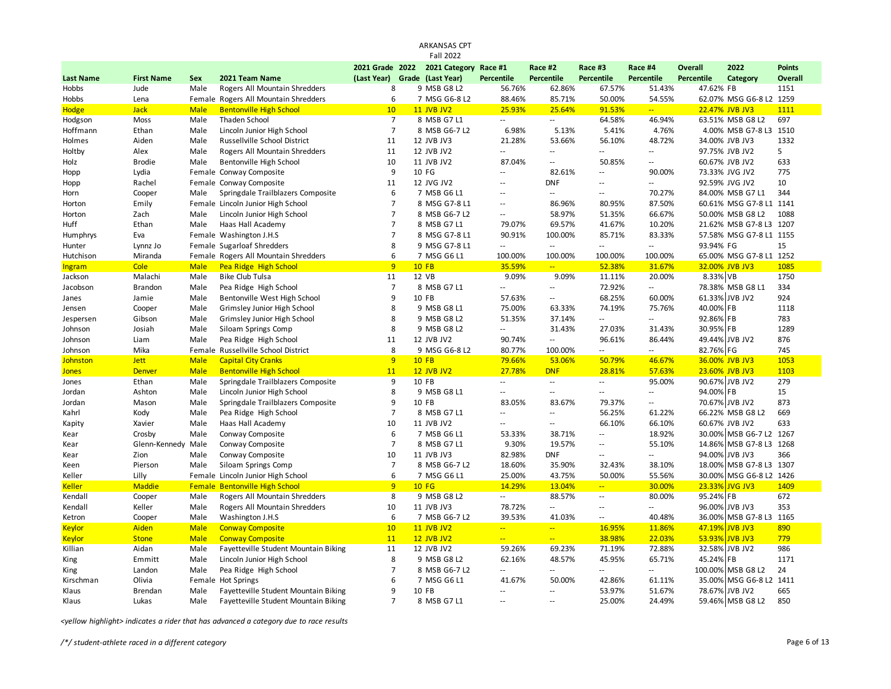# ARKANSAS CPT

## Fall 2022

| Last Name | First Name | Sex | 2021 Team Name | 2021 Grade (Last Year) | 2022 Grade | 2021 Category (Last Year) | Race #1 Percentile | Race #2 Percentile | Race #3 Percentile | Race #4 Percentile | Overall Percentile | 2022 Category | Points Overall |
|---|---|---|---|---|---|---|---|---|---|---|---|---|---|
| Hobbs | Jude | Male | Rogers All Mountain Shredders | 8 | 9 | MSB G8 L2 | 56.76% | 62.86% | 67.57% | 51.43% | 47.62% | FB | 1151 |
| Hobbs | Lena | Female | Rogers All Mountain Shredders | 6 | 7 | MSG G6-8 L2 | 88.46% | 85.71% | 50.00% | 54.55% | 62.07% | MSG G6-8 L2 | 1259 |
| Hodge | Jack | Male | Bentonville High School | 10 | 11 | JVB JV2 | 25.93% | 25.64% | 91.53% | -- | 22.47% | JVB JV3 | 1111 |
| Hodgson | Moss | Male | Thaden School | 7 | 8 | MSB G7 L1 | -- | -- | 64.58% | 46.94% | 63.51% | MSB G8 L2 | 697 |
| Hoffmann | Ethan | Male | Lincoln Junior High School | 7 | 8 | MSB G6-7 L2 | 6.98% | 5.13% | 5.41% | 4.76% | 4.00% | MSB G7-8 L3 | 1510 |
| Holmes | Aiden | Male | Russellville School District | 11 | 12 | JVB JV3 | 21.28% | 53.66% | 56.10% | 48.72% | 34.00% | JVB JV3 | 1332 |
| Holtby | Alex | Male | Rogers All Mountain Shredders | 11 | 12 | JVB JV2 | -- | -- | -- | -- | 97.75% | JVB JV2 | 5 |
| Holz | Brodie | Male | Bentonville High School | 10 | 11 | JVB JV2 | 87.04% | -- | 50.85% | -- | 60.67% | JVB JV2 | 633 |
| Hopp | Lydia | Female | Conway Composite | 9 | 10 | FG | -- | 82.61% | -- | 90.00% | 73.33% | JVG JV2 | 775 |
| Hopp | Rachel | Female | Conway Composite | 11 | 12 | JVG JV2 | -- | DNF | -- | -- | 92.59% | JVG JV2 | 10 |
| Horn | Cooper | Male | Springdale Trailblazers Composite | 6 | 7 | MSB G6 L1 | -- | -- | -- | 70.27% | 84.00% | MSB G7 L1 | 344 |
| Horton | Emily | Female | Lincoln Junior High School | 7 | 8 | MSG G7-8 L1 | -- | 86.96% | 80.95% | 87.50% | 60.61% | MSG G7-8 L1 | 1141 |
| Horton | Zach | Male | Lincoln Junior High School | 7 | 8 | MSB G6-7 L2 | -- | 58.97% | 51.35% | 66.67% | 50.00% | MSB G8 L2 | 1088 |
| Huff | Ethan | Male | Haas Hall Academy | 7 | 8 | MSB G7 L1 | 79.07% | 69.57% | 41.67% | 10.20% | 21.62% | MSB G7-8 L3 | 1207 |
| Humphrys | Eva | Female | Washington J.H.S | 7 | 8 | MSG G7-8 L1 | 90.91% | 100.00% | 85.71% | 83.33% | 57.58% | MSG G7-8 L1 | 1155 |
| Hunter | Lynnz Jo | Female | Sugarloaf Shredders | 8 | 9 | MSG G7-8 L1 | -- | -- | -- | -- | 93.94% | FG | 15 |
| Hutchison | Miranda | Female | Rogers All Mountain Shredders | 6 | 7 | MSG G6 L1 | 100.00% | 100.00% | 100.00% | 100.00% | 65.00% | MSG G7-8 L1 | 1252 |
| Ingram | Cole | Male | Pea Ridge High School | 9 | 10 | FB | 35.59% | -- | 52.38% | 31.67% | 32.00% | JVB JV3 | 1085 |
| Jackson | Malachi | Male | Bike Club Tulsa | 11 | 12 | VB | 9.09% | 9.09% | 11.11% | 20.00% | 8.33% | VB | 1750 |
| Jacobson | Brandon | Male | Pea Ridge High School | 7 | 8 | MSB G7 L1 | -- | -- | 72.92% | -- | 78.38% | MSB G8 L1 | 334 |
| Janes | Jamie | Male | Bentonville West High School | 9 | 10 | FB | 57.63% | -- | 68.25% | 60.00% | 61.33% | JVB JV2 | 924 |
| Jensen | Cooper | Male | Grimsley Junior High School | 8 | 9 | MSB G8 L1 | 75.00% | 63.33% | 74.19% | 75.76% | 40.00% | FB | 1118 |
| Jespersen | Gibson | Male | Grimsley Junior High School | 8 | 9 | MSB G8 L2 | 51.35% | 37.14% | -- | -- | 92.86% | FB | 783 |
| Johnson | Josiah | Male | Siloam Springs Comp | 8 | 9 | MSB G8 L2 | -- | 31.43% | 27.03% | 31.43% | 30.95% | FB | 1289 |
| Johnson | Liam | Male | Pea Ridge High School | 11 | 12 | JVB JV2 | 90.74% | -- | 96.61% | 86.44% | 49.44% | JVB JV2 | 876 |
| Johnson | Mika | Female | Russellville School District | 8 | 9 | MSG G6-8 L2 | 80.77% | 100.00% | -- | -- | 82.76% | FG | 745 |
| Johnston | Jett | Male | Capital City Cranks | 9 | 10 | FB | 79.66% | 53.06% | 50.79% | 46.67% | 36.00% | JVB JV3 | 1053 |
| Jones | Denver | Male | Bentonville High School | 11 | 12 | JVB JV2 | 27.78% | DNF | 28.81% | 57.63% | 23.60% | JVB JV3 | 1103 |
| Jones | Ethan | Male | Springdale Trailblazers Composite | 9 | 10 | FB | -- | -- | -- | 95.00% | 90.67% | JVB JV2 | 279 |
| Jordan | Ashton | Male | Lincoln Junior High School | 8 | 9 | MSB G8 L1 | -- | -- | -- | -- | 94.00% | FB | 15 |
| Jordan | Mason | Male | Springdale Trailblazers Composite | 9 | 10 | FB | 83.05% | 83.67% | 79.37% | -- | 70.67% | JVB JV2 | 873 |
| Kahrl | Kody | Male | Pea Ridge High School | 7 | 8 | MSB G7 L1 | -- | -- | 56.25% | 61.22% | 66.22% | MSB G8 L2 | 669 |
| Kapity | Xavier | Male | Haas Hall Academy | 10 | 11 | JVB JV2 | -- | -- | 66.10% | 66.10% | 60.67% | JVB JV2 | 633 |
| Kear | Crosby | Male | Conway Composite | 6 | 7 | MSB G6 L1 | 53.33% | 38.71% | -- | 18.92% | 30.00% | MSB G6-7 L2 | 1267 |
| Kear | Glenn-Kennedy | Male | Conway Composite | 7 | 8 | MSB G7 L1 | 9.30% | 19.57% | -- | 55.10% | 14.86% | MSB G7-8 L3 | 1268 |
| Kear | Zion | Male | Conway Composite | 10 | 11 | JVB JV3 | 82.98% | DNF | -- | -- | 94.00% | JVB JV3 | 366 |
| Keen | Pierson | Male | Siloam Springs Comp | 7 | 8 | MSB G6-7 L2 | 18.60% | 35.90% | 32.43% | 38.10% | 18.00% | MSB G7-8 L3 | 1307 |
| Keller | Lilly | Female | Lincoln Junior High School | 6 | 7 | MSG G6 L1 | 25.00% | 43.75% | 50.00% | 55.56% | 30.00% | MSG G6-8 L2 | 1426 |
| Keller | Maddie | Female | Bentonville High School | 9 | 10 | FG | 14.29% | 13.04% | -- | 30.00% | 23.33% | JVG JV3 | 1409 |
| Kendall | Cooper | Male | Rogers All Mountain Shredders | 8 | 9 | MSB G8 L2 | -- | 88.57% | -- | 80.00% | 95.24% | FB | 672 |
| Kendall | Keller | Male | Rogers All Mountain Shredders | 10 | 11 | JVB JV3 | 78.72% | -- | -- | -- | 96.00% | JVB JV3 | 353 |
| Ketron | Cooper | Male | Washington J.H.S | 6 | 7 | MSB G6-7 L2 | 39.53% | 41.03% | -- | 40.48% | 36.00% | MSB G7-8 L3 | 1165 |
| Keylor | Aiden | Male | Conway Composite | 10 | 11 | JVB JV2 | -- | -- | 16.95% | 11.86% | 47.19% | JVB JV3 | 890 |
| Keylor | Stone | Male | Conway Composite | 11 | 12 | JVB JV2 | -- | -- | 38.98% | 22.03% | 53.93% | JVB JV3 | 779 |
| Killian | Aidan | Male | Fayetteville Student Mountain Biking | 11 | 12 | JVB JV2 | 59.26% | 69.23% | 71.19% | 72.88% | 32.58% | JVB JV2 | 986 |
| King | Emmitt | Male | Lincoln Junior High School | 8 | 9 | MSB G8 L2 | 62.16% | 48.57% | 45.95% | 65.71% | 45.24% | FB | 1171 |
| King | Landon | Male | Pea Ridge High School | 7 | 8 | MSB G6-7 L2 | -- | -- | -- | -- | 100.00% | MSB G8 L2 | 24 |
| Kirschman | Olivia | Female | Hot Springs | 6 | 7 | MSG G6 L1 | 41.67% | 50.00% | 42.86% | 61.11% | 35.00% | MSG G6-8 L2 | 1411 |
| Klaus | Brendan | Male | Fayetteville Student Mountain Biking | 9 | 10 | FB | -- | -- | 53.97% | 51.67% | 78.67% | JVB JV2 | 665 |
| Klaus | Lukas | Male | Fayetteville Student Mountain Biking | 7 | 8 | MSB G7 L1 | -- | -- | 25.00% | 24.49% | 59.46% | MSB G8 L2 | 850 |

*<yellow highlight> indicates a rider that has advanced a category due to race results*

*/*/ student-athlete raced in a different category*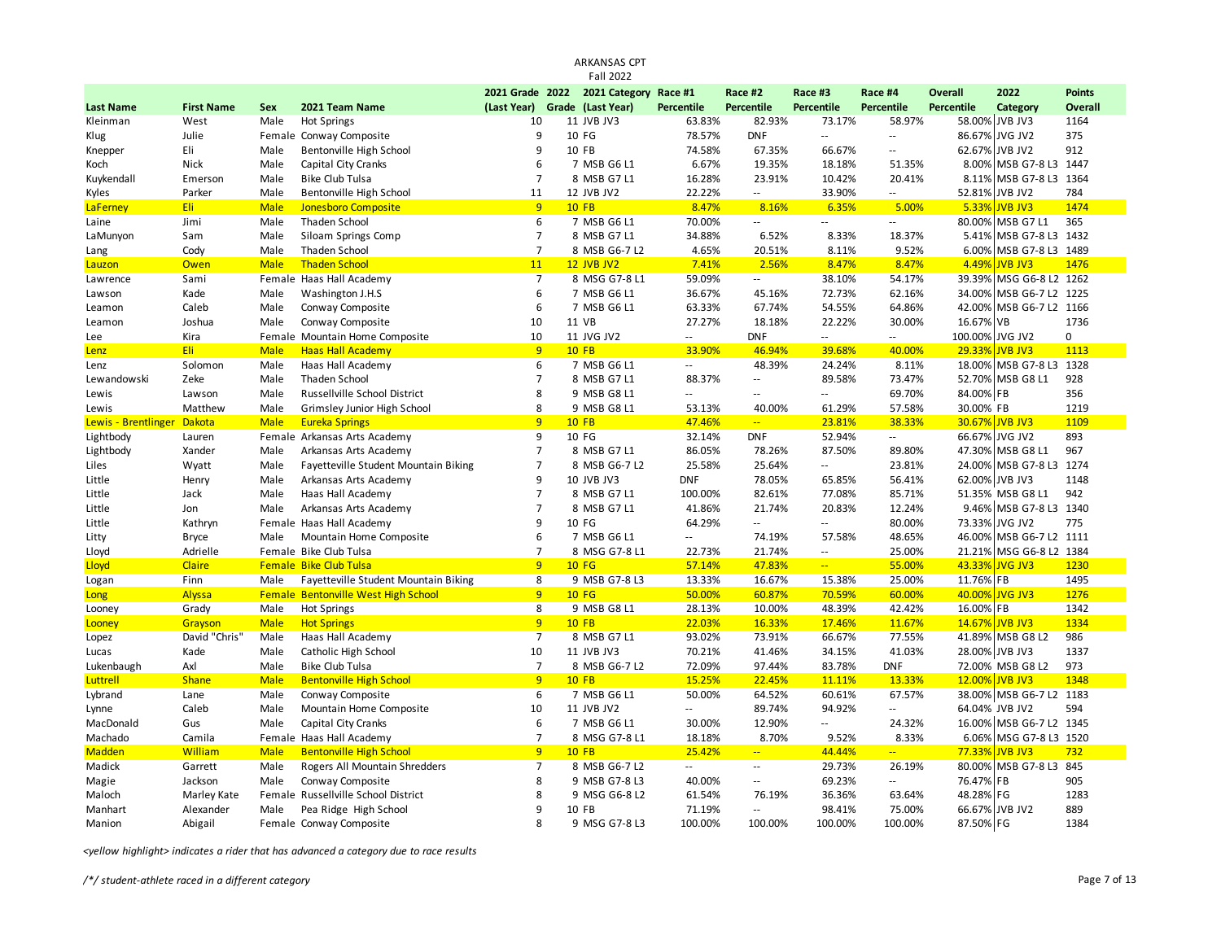# ARKANSAS CPT

## Fall 2022

| Last Name | First Name | Sex | 2021 Team Name | 2021 Grade (Last Year) | 2022 Grade | 2021 Category (Last Year) | Race #1 Percentile | Race #2 Percentile | Race #3 Percentile | Race #4 Percentile | Overall Percentile | 2022 Category | Points Overall |
|---|---|---|---|---|---|---|---|---|---|---|---|---|---|
| Kleinman | West | Male | Hot Springs | 10 | 11 | JVB JV3 | 63.83% | 82.93% | 73.17% | 58.97% | 58.00% | JVB JV3 | 1164 |
| Klug | Julie | Female | Conway Composite | 9 | 10 | FG | 78.57% | DNF | -- | -- | 86.67% | JVG JV2 | 375 |
| Knepper | Eli | Male | Bentonville High School | 9 | 10 | FB | 74.58% | 67.35% | 66.67% | -- | 62.67% | JVB JV2 | 912 |
| Koch | Nick | Male | Capital City Cranks | 6 | 7 | MSB G6 L1 | 6.67% | 19.35% | 18.18% | 51.35% | 8.00% | MSB G7-8 L3 | 1447 |
| Kuykendall | Emerson | Male | Bike Club Tulsa | 7 | 8 | MSB G7 L1 | 16.28% | 23.91% | 10.42% | 20.41% | 8.11% | MSB G7-8 L3 | 1364 |
| Kyles | Parker | Male | Bentonville High School | 11 | 12 | JVB JV2 | 22.22% | -- | 33.90% | -- | 52.81% | JVB JV2 | 784 |
| LaFerney | Eli | Male | Jonesboro Composite | 9 | 10 | FB | 8.47% | 8.16% | 6.35% | 5.00% | 5.33% | JVB JV3 | 1474 |
| Laine | Jimi | Male | Thaden School | 6 | 7 | MSB G6 L1 | 70.00% | -- | -- | -- | 80.00% | MSB G7 L1 | 365 |
| LaMunyon | Sam | Male | Siloam Springs Comp | 7 | 8 | MSB G7 L1 | 34.88% | 6.52% | 8.33% | 18.37% | 5.41% | MSB G7-8 L3 | 1432 |
| Lang | Cody | Male | Thaden School | 7 | 8 | MSB G6-7 L2 | 4.65% | 20.51% | 8.11% | 9.52% | 6.00% | MSB G7-8 L3 | 1489 |
| Lauzon | Owen | Male | Thaden School | 11 | 12 | JVB JV2 | 7.41% | 2.56% | 8.47% | 8.47% | 4.49% | JVB JV3 | 1476 |
| Lawrence | Sami | Female | Haas Hall Academy | 7 | 8 | MSG G7-8 L1 | 59.09% | -- | 38.10% | 54.17% | 39.39% | MSG G6-8 L2 | 1262 |
| Lawson | Kade | Male | Washington J.H.S | 6 | 7 | MSB G6 L1 | 36.67% | 45.16% | 72.73% | 62.16% | 34.00% | MSB G6-7 L2 | 1225 |
| Leamon | Caleb | Male | Conway Composite | 6 | 7 | MSB G6 L1 | 63.33% | 67.74% | 54.55% | 64.86% | 42.00% | MSB G6-7 L2 | 1166 |
| Leamon | Joshua | Male | Conway Composite | 10 | 11 | VB | 27.27% | 18.18% | 22.22% | 30.00% | 16.67% | VB | 1736 |
| Lee | Kira | Female | Mountain Home Composite | 10 | 11 | JVG JV2 | -- | DNF | -- | -- | 100.00% | JVG JV2 | 0 |
| Lenz | Eli | Male | Haas Hall Academy | 9 | 10 | FB | 33.90% | 46.94% | 39.68% | 40.00% | 29.33% | JVB JV3 | 1113 |
| Lenz | Solomon | Male | Haas Hall Academy | 6 | 7 | MSB G6 L1 | -- | 48.39% | 24.24% | 8.11% | 18.00% | MSB G7-8 L3 | 1328 |
| Lewandowski | Zeke | Male | Thaden School | 7 | 8 | MSB G7 L1 | 88.37% | -- | 89.58% | 73.47% | 52.70% | MSB G8 L1 | 928 |
| Lewis | Lawson | Male | Russellville School District | 8 | 9 | MSB G8 L1 | -- | -- | -- | 69.70% | 84.00% | FB | 356 |
| Lewis | Matthew | Male | Grimsley Junior High School | 8 | 9 | MSB G8 L1 | 53.13% | 40.00% | 61.29% | 57.58% | 30.00% | FB | 1219 |
| Lewis - Brentlinger | Dakota | Male | Eureka Springs | 9 | 10 | FB | 47.46% | -- | 23.81% | 38.33% | 30.67% | JVB JV3 | 1109 |
| Lightbody | Lauren | Female | Arkansas Arts Academy | 9 | 10 | FG | 32.14% | DNF | 52.94% | -- | 66.67% | JVG JV2 | 893 |
| Lightbody | Xander | Male | Arkansas Arts Academy | 7 | 8 | MSB G7 L1 | 86.05% | 78.26% | 87.50% | 89.80% | 47.30% | MSB G8 L1 | 967 |
| Liles | Wyatt | Male | Fayetteville Student Mountain Biking | 7 | 8 | MSB G6-7 L2 | 25.58% | 25.64% | -- | 23.81% | 24.00% | MSB G7-8 L3 | 1274 |
| Little | Henry | Male | Arkansas Arts Academy | 9 | 10 | JVB JV3 | DNF | 78.05% | 65.85% | 56.41% | 62.00% | JVB JV3 | 1148 |
| Little | Jack | Male | Haas Hall Academy | 7 | 8 | MSB G7 L1 | 100.00% | 82.61% | 77.08% | 85.71% | 51.35% | MSB G8 L1 | 942 |
| Little | Jon | Male | Arkansas Arts Academy | 7 | 8 | MSB G7 L1 | 41.86% | 21.74% | 20.83% | 12.24% | 9.46% | MSB G7-8 L3 | 1340 |
| Little | Kathryn | Female | Haas Hall Academy | 9 | 10 | FG | 64.29% | -- | -- | 80.00% | 73.33% | JVG JV2 | 775 |
| Litty | Bryce | Male | Mountain Home Composite | 6 | 7 | MSB G6 L1 | -- | 74.19% | 57.58% | 48.65% | 46.00% | MSB G6-7 L2 | 1111 |
| Lloyd | Adrielle | Female | Bike Club Tulsa | 7 | 8 | MSG G7-8 L1 | 22.73% | 21.74% | -- | 25.00% | 21.21% | MSG G6-8 L2 | 1384 |
| Lloyd | Claire | Female | Bike Club Tulsa | 9 | 10 | FG | 57.14% | 47.83% | -- | 55.00% | 43.33% | JVG JV3 | 1230 |
| Logan | Finn | Male | Fayetteville Student Mountain Biking | 8 | 9 | MSB G7-8 L3 | 13.33% | 16.67% | 15.38% | 25.00% | 11.76% | FB | 1495 |
| Long | Alyssa | Female | Bentonville West High School | 9 | 10 | FG | 50.00% | 60.87% | 70.59% | 60.00% | 40.00% | JVG JV3 | 1276 |
| Looney | Grady | Male | Hot Springs | 8 | 9 | MSB G8 L1 | 28.13% | 10.00% | 48.39% | 42.42% | 16.00% | FB | 1342 |
| Looney | Grayson | Male | Hot Springs | 9 | 10 | FB | 22.03% | 16.33% | 17.46% | 11.67% | 14.67% | JVB JV3 | 1334 |
| Lopez | David "Chris" | Male | Haas Hall Academy | 7 | 8 | MSB G7 L1 | 93.02% | 73.91% | 66.67% | 77.55% | 41.89% | MSB G8 L2 | 986 |
| Lucas | Kade | Male | Catholic High School | 10 | 11 | JVB JV3 | 70.21% | 41.46% | 34.15% | 41.03% | 28.00% | JVB JV3 | 1337 |
| Lukenbaugh | Axl | Male | Bike Club Tulsa | 7 | 8 | MSB G6-7 L2 | 72.09% | 97.44% | 83.78% | DNF | 72.00% | MSB G8 L2 | 973 |
| Luttrell | Shane | Male | Bentonville High School | 9 | 10 | FB | 15.25% | 22.45% | 11.11% | 13.33% | 12.00% | JVB JV3 | 1348 |
| Lybrand | Lane | Male | Conway Composite | 6 | 7 | MSB G6 L1 | 50.00% | 64.52% | 60.61% | 67.57% | 38.00% | MSB G6-7 L2 | 1183 |
| Lynne | Caleb | Male | Mountain Home Composite | 10 | 11 | JVB JV2 | -- | 89.74% | 94.92% | -- | 64.04% | JVB JV2 | 594 |
| MacDonald | Gus | Male | Capital City Cranks | 6 | 7 | MSB G6 L1 | 30.00% | 12.90% | -- | 24.32% | 16.00% | MSB G6-7 L2 | 1345 |
| Machado | Camila | Female | Haas Hall Academy | 7 | 8 | MSG G7-8 L1 | 18.18% | 8.70% | 9.52% | 8.33% | 6.06% | MSG G7-8 L3 | 1520 |
| Madden | William | Male | Bentonville High School | 9 | 10 | FB | 25.42% | -- | 44.44% | -- | 77.33% | JVB JV3 | 732 |
| Madick | Garrett | Male | Rogers All Mountain Shredders | 7 | 8 | MSB G6-7 L2 | -- | -- | 29.73% | 26.19% | 80.00% | MSB G7-8 L3 | 845 |
| Magie | Jackson | Male | Conway Composite | 8 | 9 | MSB G7-8 L3 | 40.00% | -- | 69.23% | -- | 76.47% | FB | 905 |
| Maloch | Marley Kate | Female | Russellville School District | 8 | 9 | MSG G6-8 L2 | 61.54% | 76.19% | 36.36% | 63.64% | 48.28% | FG | 1283 |
| Manhart | Alexander | Male | Pea Ridge High School | 9 | 10 | FB | 71.19% | -- | 98.41% | 75.00% | 66.67% | JVB JV2 | 889 |
| Manion | Abigail | Female | Conway Composite | 8 | 9 | MSG G7-8 L3 | 100.00% | 100.00% | 100.00% | 100.00% | 87.50% | FG | 1384 |

*<yellow highlight> indicates a rider that has advanced a category due to race results*

*/*/ student-athlete raced in a different category*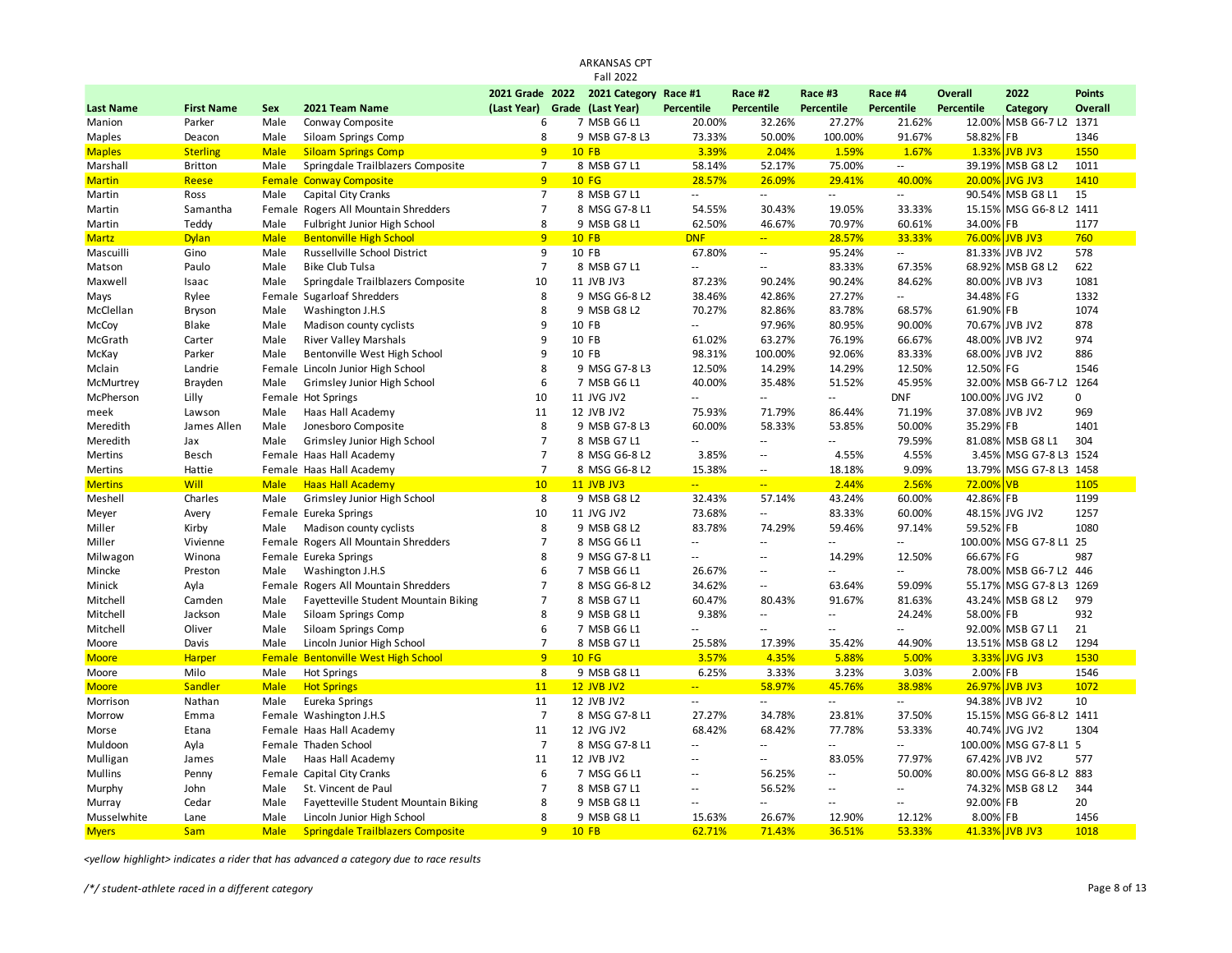ARKANSAS CPT
Fall 2022

| Last Name | First Name | Sex | 2021 Team Name | 2021 Grade (Last Year) | 2022 Grade | 2021 Category (Last Year) | Race #1 Percentile | Race #2 Percentile | Race #3 Percentile | Race #4 Percentile | Overall Percentile | 2022 Category | Points Overall |
|---|---|---|---|---|---|---|---|---|---|---|---|---|---|
| Manion | Parker | Male | Conway Composite | 6 | 7 | MSB G6 L1 | 20.00% | 32.26% | 27.27% | 21.62% | 12.00% | MSB G6-7 L2 | 1371 |
| Maples | Deacon | Male | Siloam Springs Comp | 8 | 9 | MSB G7-8 L3 | 73.33% | 50.00% | 100.00% | 91.67% | 58.82% | FB | 1346 |
| Maples | Sterling | Male | Siloam Springs Comp | 9 | 10 | FB | 3.39% | 2.04% | 1.59% | 1.67% | 1.33% | JVB JV3 | 1550 |
| Marshall | Britton | Male | Springdale Trailblazers Composite | 7 | 8 | MSB G7 L1 | 58.14% | 52.17% | 75.00% | -- | 39.19% | MSB G8 L2 | 1011 |
| Martin | Reese | Female | Conway Composite | 9 | 10 | FG | 28.57% | 26.09% | 29.41% | 40.00% | 20.00% | JVG JV3 | 1410 |
| Martin | Ross | Male | Capital City Cranks | 7 | 8 | MSB G7 L1 | -- | -- | -- | -- | 90.54% | MSB G8 L1 | 15 |
| Martin | Samantha | Female | Rogers All Mountain Shredders | 7 | 8 | MSG G7-8 L1 | 54.55% | 30.43% | 19.05% | 33.33% | 15.15% | MSG G6-8 L2 | 1411 |
| Martin | Teddy | Male | Fulbright Junior High School | 8 | 9 | MSB G8 L1 | 62.50% | 46.67% | 70.97% | 60.61% | 34.00% | FB | 1177 |
| Martz | Dylan | Male | Bentonville High School | 9 | 10 | FB | DNF | -- | 28.57% | 33.33% | 76.00% | JVB JV3 | 760 |
| Mascuilli | Gino | Male | Russellville School District | 9 | 10 | FB | 67.80% | -- | 95.24% | -- | 81.33% | JVB JV2 | 578 |
| Matson | Paulo | Male | Bike Club Tulsa | 7 | 8 | MSB G7 L1 | -- | -- | 83.33% | 67.35% | 68.92% | MSB G8 L2 | 622 |
| Maxwell | Isaac | Male | Springdale Trailblazers Composite | 10 | 11 | JVB JV3 | 87.23% | 90.24% | 90.24% | 84.62% | 80.00% | JVB JV3 | 1081 |
| Mays | Rylee | Female | Sugarloaf Shredders | 8 | 9 | MSG G6-8 L2 | 38.46% | 42.86% | 27.27% | -- | 34.48% | FG | 1332 |
| McClellan | Bryson | Male | Washington J.H.S | 8 | 9 | MSB G8 L2 | 70.27% | 82.86% | 83.78% | 68.57% | 61.90% | FB | 1074 |
| McCoy | Blake | Male | Madison county cyclists | 9 | 10 | FB | -- | 97.96% | 80.95% | 90.00% | 70.67% | JVB JV2 | 878 |
| McGrath | Carter | Male | River Valley Marshals | 9 | 10 | FB | 61.02% | 63.27% | 76.19% | 66.67% | 48.00% | JVB JV2 | 974 |
| McKay | Parker | Male | Bentonville West High School | 9 | 10 | FB | 98.31% | 100.00% | 92.06% | 83.33% | 68.00% | JVB JV2 | 886 |
| Mclain | Landrie | Female | Lincoln Junior High School | 8 | 9 | MSG G7-8 L3 | 12.50% | 14.29% | 14.29% | 12.50% | 12.50% | FG | 1546 |
| McMurtrey | Brayden | Male | Grimsley Junior High School | 6 | 7 | MSB G6 L1 | 40.00% | 35.48% | 51.52% | 45.95% | 32.00% | MSB G6-7 L2 | 1264 |
| McPherson | Lilly | Female | Hot Springs | 10 | 11 | JVG JV2 | -- | -- | -- | DNF | 100.00% | JVG JV2 | 0 |
| meek | Lawson | Male | Haas Hall Academy | 11 | 12 | JVB JV2 | 75.93% | 71.79% | 86.44% | 71.19% | 37.08% | JVB JV2 | 969 |
| Meredith | James Allen | Male | Jonesboro Composite | 8 | 9 | MSB G7-8 L3 | 60.00% | 58.33% | 53.85% | 50.00% | 35.29% | FB | 1401 |
| Meredith | Jax | Male | Grimsley Junior High School | 7 | 8 | MSB G7 L1 | -- | -- | -- | 79.59% | 81.08% | MSB G8 L1 | 304 |
| Mertins | Besch | Female | Haas Hall Academy | 7 | 8 | MSG G6-8 L2 | 3.85% | -- | 4.55% | 4.55% | 3.45% | MSG G7-8 L3 | 1524 |
| Mertins | Hattie | Female | Haas Hall Academy | 7 | 8 | MSG G6-8 L2 | 15.38% | -- | 18.18% | 9.09% | 13.79% | MSG G7-8 L3 | 1458 |
| Mertins | Will | Male | Haas Hall Academy | 10 | 11 | JVB JV3 | -- | -- | 2.44% | 2.56% | 72.00% | VB | 1105 |
| Meshell | Charles | Male | Grimsley Junior High School | 8 | 9 | MSB G8 L2 | 32.43% | 57.14% | 43.24% | 60.00% | 42.86% | FB | 1199 |
| Meyer | Avery | Female | Eureka Springs | 10 | 11 | JVG JV2 | 73.68% | -- | 83.33% | 60.00% | 48.15% | JVG JV2 | 1257 |
| Miller | Kirby | Male | Madison county cyclists | 8 | 9 | MSB G8 L2 | 83.78% | 74.29% | 59.46% | 97.14% | 59.52% | FB | 1080 |
| Miller | Vivienne | Female | Rogers All Mountain Shredders | 7 | 8 | MSG G6 L1 | -- | -- | -- | -- | 100.00% | MSG G7-8 L1 | 25 |
| Milwagon | Winona | Female | Eureka Springs | 8 | 9 | MSG G7-8 L1 | -- | -- | 14.29% | 12.50% | 66.67% | FG | 987 |
| Mincke | Preston | Male | Washington J.H.S | 6 | 7 | MSB G6 L1 | 26.67% | -- | -- | -- | 78.00% | MSB G6-7 L2 | 446 |
| Minick | Ayla | Female | Rogers All Mountain Shredders | 7 | 8 | MSG G6-8 L2 | 34.62% | -- | 63.64% | 59.09% | 55.17% | MSG G7-8 L3 | 1269 |
| Mitchell | Camden | Male | Fayetteville Student Mountain Biking | 7 | 8 | MSB G7 L1 | 60.47% | 80.43% | 91.67% | 81.63% | 43.24% | MSB G8 L2 | 979 |
| Mitchell | Jackson | Male | Siloam Springs Comp | 8 | 9 | MSB G8 L1 | 9.38% | -- | -- | 24.24% | 58.00% | FB | 932 |
| Mitchell | Oliver | Male | Siloam Springs Comp | 6 | 7 | MSB G6 L1 | -- | -- | -- | -- | 92.00% | MSB G7 L1 | 21 |
| Moore | Davis | Male | Lincoln Junior High School | 7 | 8 | MSB G7 L1 | 25.58% | 17.39% | 35.42% | 44.90% | 13.51% | MSB G8 L2 | 1294 |
| Moore | Harper | Female | Bentonville West High School | 9 | 10 | FG | 3.57% | 4.35% | 5.88% | 5.00% | 3.33% | JVG JV3 | 1530 |
| Moore | Milo | Male | Hot Springs | 8 | 9 | MSB G8 L1 | 6.25% | 3.33% | 3.23% | 3.03% | 2.00% | FB | 1546 |
| Moore | Sandler | Male | Hot Springs | 11 | 12 | JVB JV2 | -- | 58.97% | 45.76% | 38.98% | 26.97% | JVB JV3 | 1072 |
| Morrison | Nathan | Male | Eureka Springs | 11 | 12 | JVB JV2 | -- | -- | -- | -- | 94.38% | JVB JV2 | 10 |
| Morrow | Emma | Female | Washington J.H.S | 7 | 8 | MSG G7-8 L1 | 27.27% | 34.78% | 23.81% | 37.50% | 15.15% | MSG G6-8 L2 | 1411 |
| Morse | Etana | Female | Haas Hall Academy | 11 | 12 | JVG JV2 | 68.42% | 68.42% | 77.78% | 53.33% | 40.74% | JVG JV2 | 1304 |
| Muldoon | Ayla | Female | Thaden School | 7 | 8 | MSG G7-8 L1 | -- | -- | -- | -- | 100.00% | MSG G7-8 L1 | 5 |
| Mulligan | James | Male | Haas Hall Academy | 11 | 12 | JVB JV2 | -- | -- | 83.05% | 77.97% | 67.42% | JVB JV2 | 577 |
| Mullins | Penny | Female | Capital City Cranks | 6 | 7 | MSG G6 L1 | -- | 56.25% | -- | 50.00% | 80.00% | MSG G6-8 L2 | 883 |
| Murphy | John | Male | St. Vincent de Paul | 7 | 8 | MSB G7 L1 | -- | 56.52% | -- | -- | 74.32% | MSB G8 L2 | 344 |
| Murray | Cedar | Male | Fayetteville Student Mountain Biking | 8 | 9 | MSB G8 L1 | -- | -- | -- | -- | 92.00% | FB | 20 |
| Musselwhite | Lane | Male | Lincoln Junior High School | 8 | 9 | MSB G8 L1 | 15.63% | 26.67% | 12.90% | 12.12% | 8.00% | FB | 1456 |
| Myers | Sam | Male | Springdale Trailblazers Composite | 9 | 10 | FB | 62.71% | 71.43% | 36.51% | 53.33% | 41.33% | JVB JV3 | 1018 |

*<yellow highlight> indicates a rider that has advanced a category due to race results*

*/*/ student-athlete raced in a different category*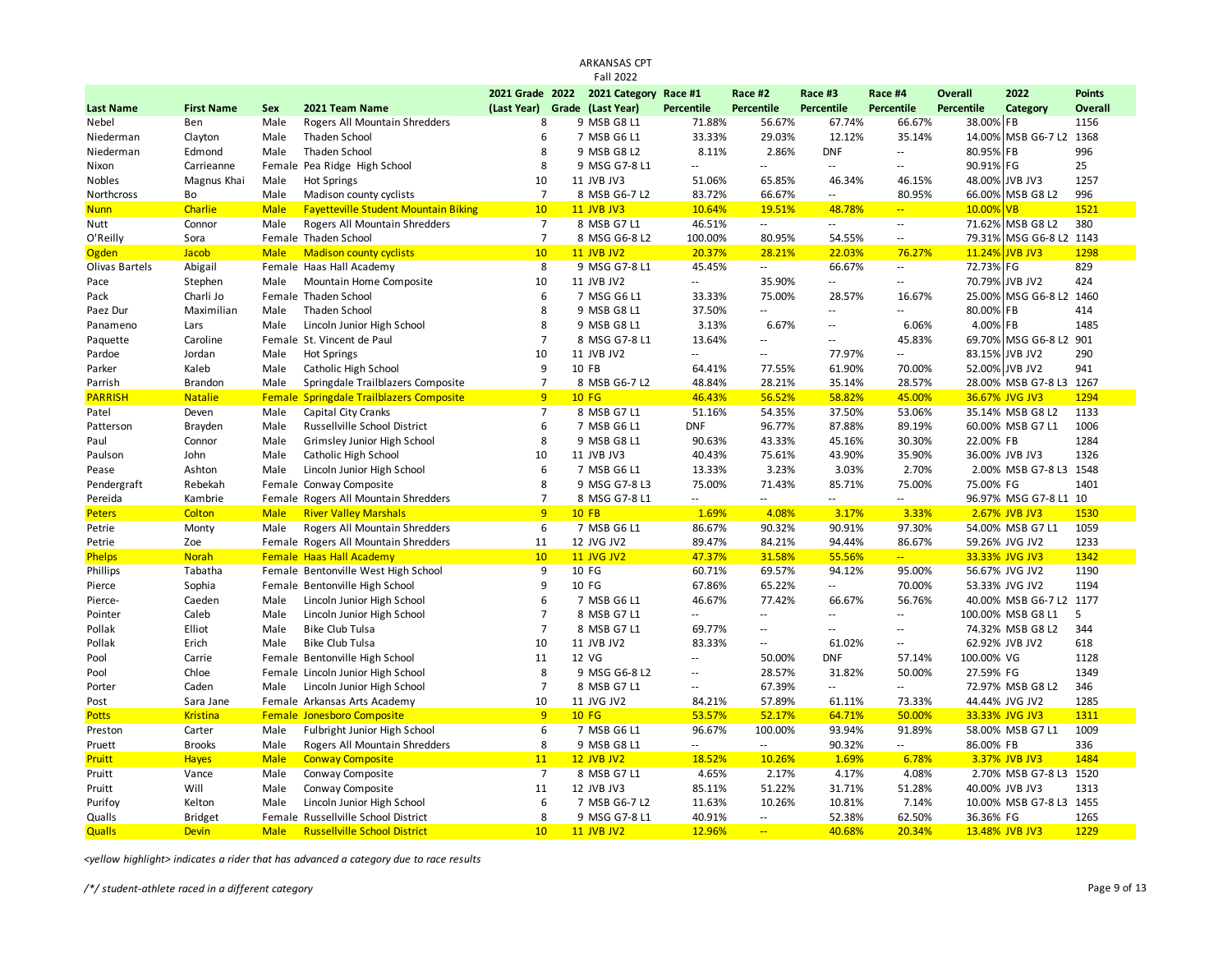# ARKANSAS CPT

## Fall 2022

| Last Name | First Name | Sex | 2021 Team Name | 2021 Grade (Last Year) | 2022 Grade | 2021 Category (Last Year) | Race #1 Percentile | Race #2 Percentile | Race #3 Percentile | Race #4 Percentile | Overall Percentile | 2022 Category | Points Overall |
|---|---|---|---|---|---|---|---|---|---|---|---|---|---|
| Nebel | Ben | Male | Rogers All Mountain Shredders | 8 | 9 | MSB G8 L1 | 71.88% | 56.67% | 67.74% | 66.67% | 38.00% | FB | 1156 |
| Niederman | Clayton | Male | Thaden School | 6 | 7 | MSB G6 L1 | 33.33% | 29.03% | 12.12% | 35.14% | 14.00% | MSB G6-7 L2 | 1368 |
| Niederman | Edmond | Male | Thaden School | 8 | 9 | MSB G8 L2 | 8.11% | 2.86% | DNF | -- | 80.95% | FB | 996 |
| Nixon | Carrieanne | Female | Pea Ridge High School | 8 | 9 | MSG G7-8 L1 | -- | -- | -- | -- | 90.91% | FG | 25 |
| Nobles | Magnus Khai | Male | Hot Springs | 10 | 11 | JVB JV3 | 51.06% | 65.85% | 46.34% | 46.15% | 48.00% | JVB JV3 | 1257 |
| Northcross | Bo | Male | Madison county cyclists | 7 | 8 | MSB G6-7 L2 | 83.72% | 66.67% | -- | 80.95% | 66.00% | MSB G8 L2 | 996 |
| Nunn | Charlie | Male | Fayetteville Student Mountain Biking | 10 | 11 | JVB JV3 | 10.64% | 19.51% | 48.78% | -- | 10.00% | VB | 1521 |
| Nutt | Connor | Male | Rogers All Mountain Shredders | 7 | 8 | MSB G7 L1 | 46.51% | -- | -- | -- | 71.62% | MSB G8 L2 | 380 |
| O'Reilly | Sora | Female | Thaden School | 7 | 8 | MSG G6-8 L2 | 100.00% | 80.95% | 54.55% | -- | 79.31% | MSG G6-8 L2 | 1143 |
| Ogden | Jacob | Male | Madison county cyclists | 10 | 11 | JVB JV2 | 20.37% | 28.21% | 22.03% | 76.27% | 11.24% | JVB JV3 | 1298 |
| Olivas Bartels | Abigail | Female | Haas Hall Academy | 8 | 9 | MSG G7-8 L1 | 45.45% | -- | 66.67% | -- | 72.73% | FG | 829 |
| Pace | Stephen | Male | Mountain Home Composite | 10 | 11 | JVB JV2 | -- | 35.90% | -- | -- | 70.79% | JVB JV2 | 424 |
| Pack | Charli Jo | Female | Thaden School | 6 | 7 | MSG G6 L1 | 33.33% | 75.00% | 28.57% | 16.67% | 25.00% | MSG G6-8 L2 | 1460 |
| Paez Dur | Maximilian | Male | Thaden School | 8 | 9 | MSB G8 L1 | 37.50% | -- | -- | -- | 80.00% | FB | 414 |
| Panameno | Lars | Male | Lincoln Junior High School | 8 | 9 | MSB G8 L1 | 3.13% | 6.67% | -- | 6.06% | 4.00% | FB | 1485 |
| Paquette | Caroline | Female | St. Vincent de Paul | 7 | 8 | MSG G7-8 L1 | 13.64% | -- | -- | 45.83% | 69.70% | MSG G6-8 L2 | 901 |
| Pardoe | Jordan | Male | Hot Springs | 10 | 11 | JVB JV2 | -- | -- | 77.97% | -- | 83.15% | JVB JV2 | 290 |
| Parker | Kaleb | Male | Catholic High School | 9 | 10 | FB | 64.41% | 77.55% | 61.90% | 70.00% | 52.00% | JVB JV2 | 941 |
| Parrish | Brandon | Male | Springdale Trailblazers Composite | 7 | 8 | MSB G6-7 L2 | 48.84% | 28.21% | 35.14% | 28.57% | 28.00% | MSB G7-8 L3 | 1267 |
| PARRISH | Natalie | Female | Springdale Trailblazers Composite | 9 | 10 | FG | 46.43% | 56.52% | 58.82% | 45.00% | 36.67% | JVG JV3 | 1294 |
| Patel | Deven | Male | Capital City Cranks | 7 | 8 | MSB G7 L1 | 51.16% | 54.35% | 37.50% | 53.06% | 35.14% | MSB G8 L2 | 1133 |
| Patterson | Brayden | Male | Russellville School District | 6 | 7 | MSB G6 L1 | DNF | 96.77% | 87.88% | 89.19% | 60.00% | MSB G7 L1 | 1006 |
| Paul | Connor | Male | Grimsley Junior High School | 8 | 9 | MSB G8 L1 | 90.63% | 43.33% | 45.16% | 30.30% | 22.00% | FB | 1284 |
| Paulson | John | Male | Catholic High School | 10 | 11 | JVB JV3 | 40.43% | 75.61% | 43.90% | 35.90% | 36.00% | JVB JV3 | 1326 |
| Pease | Ashton | Male | Lincoln Junior High School | 6 | 7 | MSB G6 L1 | 13.33% | 3.23% | 3.03% | 2.70% | 2.00% | MSB G7-8 L3 | 1548 |
| Pendergraft | Rebekah | Female | Conway Composite | 8 | 9 | MSG G7-8 L3 | 75.00% | 71.43% | 85.71% | 75.00% | 75.00% | FG | 1401 |
| Pereida | Kambrie | Female | Rogers All Mountain Shredders | 7 | 8 | MSG G7-8 L1 | -- | -- | -- | -- | 96.97% | MSG G7-8 L1 | 10 |
| Peters | Colton | Male | River Valley Marshals | 9 | 10 | FB | 1.69% | 4.08% | 3.17% | 3.33% | 2.67% | JVB JV3 | 1530 |
| Petrie | Monty | Male | Rogers All Mountain Shredders | 6 | 7 | MSB G6 L1 | 86.67% | 90.32% | 90.91% | 97.30% | 54.00% | MSB G7 L1 | 1059 |
| Petrie | Zoe | Female | Rogers All Mountain Shredders | 11 | 12 | JVG JV2 | 89.47% | 84.21% | 94.44% | 86.67% | 59.26% | JVG JV2 | 1233 |
| Phelps | Norah | Female | Haas Hall Academy | 10 | 11 | JVG JV2 | 47.37% | 31.58% | 55.56% | -- | 33.33% | JVG JV3 | 1342 |
| Phillips | Tabatha | Female | Bentonville West High School | 9 | 10 | FG | 60.71% | 69.57% | 94.12% | 95.00% | 56.67% | JVG JV2 | 1190 |
| Pierce | Sophia | Female | Bentonville High School | 9 | 10 | FG | 67.86% | 65.22% | -- | 70.00% | 53.33% | JVG JV2 | 1194 |
| Pierce- | Caeden | Male | Lincoln Junior High School | 6 | 7 | MSB G6 L1 | 46.67% | 77.42% | 66.67% | 56.76% | 40.00% | MSB G6-7 L2 | 1177 |
| Pointer | Caleb | Male | Lincoln Junior High School | 7 | 8 | MSB G7 L1 | -- | -- | -- | -- | 100.00% | MSB G8 L1 | 5 |
| Pollak | Elliot | Male | Bike Club Tulsa | 7 | 8 | MSB G7 L1 | 69.77% | -- | -- | -- | 74.32% | MSB G8 L2 | 344 |
| Pollak | Erich | Male | Bike Club Tulsa | 10 | 11 | JVB JV2 | 83.33% | -- | 61.02% | -- | 62.92% | JVB JV2 | 618 |
| Pool | Carrie | Female | Bentonville High School | 11 | 12 | VG | -- | 50.00% | DNF | 57.14% | 100.00% | VG | 1128 |
| Pool | Chloe | Female | Lincoln Junior High School | 8 | 9 | MSG G6-8 L2 | -- | 28.57% | 31.82% | 50.00% | 27.59% | FG | 1349 |
| Porter | Caden | Male | Lincoln Junior High School | 7 | 8 | MSB G7 L1 | -- | 67.39% | -- | -- | 72.97% | MSB G8 L2 | 346 |
| Post | Sara Jane | Female | Arkansas Arts Academy | 10 | 11 | JVG JV2 | 84.21% | 57.89% | 61.11% | 73.33% | 44.44% | JVG JV2 | 1285 |
| Potts | Kristina | Female | Jonesboro Composite | 9 | 10 | FG | 53.57% | 52.17% | 64.71% | 50.00% | 33.33% | JVG JV3 | 1311 |
| Preston | Carter | Male | Fulbright Junior High School | 6 | 7 | MSB G6 L1 | 96.67% | 100.00% | 93.94% | 91.89% | 58.00% | MSB G7 L1 | 1009 |
| Pruett | Brooks | Male | Rogers All Mountain Shredders | 8 | 9 | MSB G8 L1 | -- | -- | 90.32% | -- | 86.00% | FB | 336 |
| Pruitt | Hayes | Male | Conway Composite | 11 | 12 | JVB JV2 | 18.52% | 10.26% | 1.69% | 6.78% | 3.37% | JVB JV3 | 1484 |
| Pruitt | Vance | Male | Conway Composite | 7 | 8 | MSB G7 L1 | 4.65% | 2.17% | 4.17% | 4.08% | 2.70% | MSB G7-8 L3 | 1520 |
| Pruitt | Will | Male | Conway Composite | 11 | 12 | JVB JV3 | 85.11% | 51.22% | 31.71% | 51.28% | 40.00% | JVB JV3 | 1313 |
| Purifoy | Kelton | Male | Lincoln Junior High School | 6 | 7 | MSB G6-7 L2 | 11.63% | 10.26% | 10.81% | 7.14% | 10.00% | MSB G7-8 L3 | 1455 |
| Qualls | Bridget | Female | Russellville School District | 8 | 9 | MSG G7-8 L1 | 40.91% | -- | 52.38% | 62.50% | 36.36% | FG | 1265 |
| Qualls | Devin | Male | Russellville School District | 10 | 11 | JVB JV2 | 12.96% | -- | 40.68% | 20.34% | 13.48% | JVB JV3 | 1229 |

*<yellow highlight> indicates a rider that has advanced a category due to race results*

*/*/ student-athlete raced in a different category*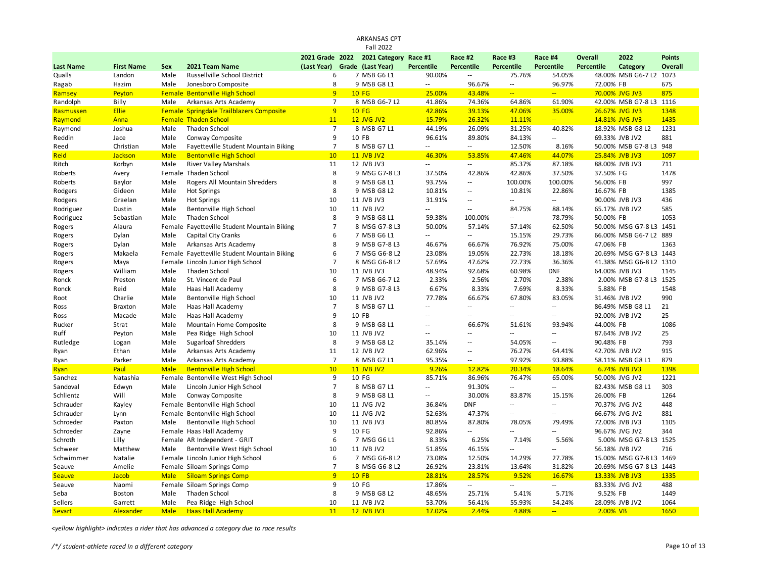# ARKANSAS CPT

## Fall 2022

| Last Name | First Name | Sex | 2021 Team Name | 2021 Grade (Last Year) | 2022 Grade | 2021 Category (Last Year) | Race #1 Percentile | Race #2 Percentile | Race #3 Percentile | Race #4 Percentile | Overall Percentile | 2022 Category | Points Overall |
|---|---|---|---|---|---|---|---|---|---|---|---|---|---|
| Qualls | Landon | Male | Russellville School District | 6 | 7 | MSB G6 L1 | 90.00% | -- | 75.76% | 54.05% | 48.00% | MSB G6-7 L2 | 1073 |
| Ragab | Hazim | Male | Jonesboro Composite | 8 | 9 | MSB G8 L1 | -- | 96.67% | -- | 96.97% | 72.00% | FB | 675 |
| Ramsey | Peyton | Female | Bentonville High School | 9 | 10 | FG | 25.00% | 43.48% | -- | -- | 70.00% | JVG JV3 | 875 |
| Randolph | Billy | Male | Arkansas Arts Academy | 7 | 8 | MSB G6-7 L2 | 41.86% | 74.36% | 64.86% | 61.90% | 42.00% | MSB G7-8 L3 | 1116 |
| Rasmussen | Ellie | Female | Springdale Trailblazers Composite | 9 | 10 | FG | 42.86% | 39.13% | 47.06% | 35.00% | 26.67% | JVG JV3 | 1348 |
| Raymond | Anna | Female | Thaden School | 11 | 12 | JVG JV2 | 15.79% | 26.32% | 11.11% | -- | 14.81% | JVG JV3 | 1435 |
| Raymond | Joshua | Male | Thaden School | 7 | 8 | MSB G7 L1 | 44.19% | 26.09% | 31.25% | 40.82% | 18.92% | MSB G8 L2 | 1231 |
| Reddin | Jace | Male | Conway Composite | 9 | 10 | FB | 96.61% | 89.80% | 84.13% | -- | 69.33% | JVB JV2 | 881 |
| Reed | Christian | Male | Fayetteville Student Mountain Biking | 7 | 8 | MSB G7 L1 | -- | -- | 12.50% | 8.16% | 50.00% | MSB G7-8 L3 | 948 |
| Reid | Jackson | Male | Bentonville High School | 10 | 11 | JVB JV2 | 46.30% | 53.85% | 47.46% | 44.07% | 25.84% | JVB JV3 | 1097 |
| Ritch | Korbyn | Male | River Valley Marshals | 11 | 12 | JVB JV3 | -- | -- | 85.37% | 87.18% | 88.00% | JVB JV3 | 711 |
| Roberts | Avery | Female | Thaden School | 8 | 9 | MSG G7-8 L3 | 37.50% | 42.86% | 42.86% | 37.50% | 37.50% | FG | 1478 |
| Roberts | Baylor | Male | Rogers All Mountain Shredders | 8 | 9 | MSB G8 L1 | 93.75% | -- | 100.00% | 100.00% | 56.00% | FB | 997 |
| Rodgers | Gideon | Male | Hot Springs | 8 | 9 | MSB G8 L2 | 10.81% | -- | 10.81% | 22.86% | 16.67% | FB | 1385 |
| Rodgers | Graelan | Male | Hot Springs | 10 | 11 | JVB JV3 | 31.91% | -- | -- | -- | 90.00% | JVB JV3 | 436 |
| Rodriguez | Dustin | Male | Bentonville High School | 10 | 11 | JVB JV2 | -- | -- | 84.75% | 88.14% | 65.17% | JVB JV2 | 585 |
| Rodriguez | Sebastian | Male | Thaden School | 8 | 9 | MSB G8 L1 | 59.38% | 100.00% | -- | 78.79% | 50.00% | FB | 1053 |
| Rogers | Alaura | Female | Fayetteville Student Mountain Biking | 7 | 8 | MSG G7-8 L3 | 50.00% | 57.14% | 57.14% | 62.50% | 50.00% | MSG G7-8 L3 | 1451 |
| Rogers | Dylan | Male | Capital City Cranks | 6 | 7 | MSB G6 L1 | -- | -- | 15.15% | 29.73% | 66.00% | MSB G6-7 L2 | 889 |
| Rogers | Dylan | Male | Arkansas Arts Academy | 8 | 9 | MSB G7-8 L3 | 46.67% | 66.67% | 76.92% | 75.00% | 47.06% | FB | 1363 |
| Rogers | Makaela | Female | Fayetteville Student Mountain Biking | 6 | 7 | MSG G6-8 L2 | 23.08% | 19.05% | 22.73% | 18.18% | 20.69% | MSG G7-8 L3 | 1443 |
| Rogers | Maya | Female | Lincoln Junior High School | 7 | 8 | MSG G6-8 L2 | 57.69% | 47.62% | 72.73% | 36.36% | 41.38% | MSG G6-8 L2 | 1310 |
| Rogers | William | Male | Thaden School | 10 | 11 | JVB JV3 | 48.94% | 92.68% | 60.98% | DNF | 64.00% | JVB JV3 | 1145 |
| Ronck | Preston | Male | St. Vincent de Paul | 6 | 7 | MSB G6-7 L2 | 2.33% | 2.56% | 2.70% | 2.38% | 2.00% | MSB G7-8 L3 | 1525 |
| Ronck | Reid | Male | Haas Hall Academy | 8 | 9 | MSB G7-8 L3 | 6.67% | 8.33% | 7.69% | 8.33% | 5.88% | FB | 1548 |
| Root | Charlie | Male | Bentonville High School | 10 | 11 | JVB JV2 | 77.78% | 66.67% | 67.80% | 83.05% | 31.46% | JVB JV2 | 990 |
| Ross | Braxton | Male | Haas Hall Academy | 7 | 8 | MSB G7 L1 | -- | -- | -- | -- | 86.49% | MSB G8 L1 | 21 |
| Ross | Macade | Male | Haas Hall Academy | 9 | 10 | FB | -- | -- | -- | -- | 92.00% | JVB JV2 | 25 |
| Rucker | Strat | Male | Mountain Home Composite | 8 | 9 | MSB G8 L1 | -- | 66.67% | 51.61% | 93.94% | 44.00% | FB | 1086 |
| Ruff | Peyton | Male | Pea Ridge High School | 10 | 11 | JVB JV2 | -- | -- | -- | -- | 87.64% | JVB JV2 | 25 |
| Rutledge | Logan | Male | Sugarloaf Shredders | 8 | 9 | MSB G8 L2 | 35.14% | -- | 54.05% | -- | 90.48% | FB | 793 |
| Ryan | Ethan | Male | Arkansas Arts Academy | 11 | 12 | JVB JV2 | 62.96% | -- | 76.27% | 64.41% | 42.70% | JVB JV2 | 915 |
| Ryan | Parker | Male | Arkansas Arts Academy | 7 | 8 | MSB G7 L1 | 95.35% | -- | 97.92% | 93.88% | 58.11% | MSB G8 L1 | 879 |
| Ryan | Paul | Male | Bentonville High School | 10 | 11 | JVB JV2 | 9.26% | 12.82% | 20.34% | 18.64% | 6.74% | JVB JV3 | 1398 |
| Sanchez | Natashia | Female | Bentonville West High School | 9 | 10 | FG | 85.71% | 86.96% | 76.47% | 65.00% | 50.00% | JVG JV2 | 1221 |
| Sandoval | Edwyn | Male | Lincoln Junior High School | 7 | 8 | MSB G7 L1 | -- | 91.30% | -- | -- | 82.43% | MSB G8 L1 | 303 |
| Schlientz | Will | Male | Conway Composite | 8 | 9 | MSB G8 L1 | -- | 30.00% | 83.87% | 15.15% | 26.00% | FB | 1264 |
| Schrauder | Kayley | Female | Bentonville High School | 10 | 11 | JVG JV2 | 36.84% | DNF | -- | -- | 70.37% | JVG JV2 | 448 |
| Schrauder | Lynn | Female | Bentonville High School | 10 | 11 | JVG JV2 | 52.63% | 47.37% | -- | -- | 66.67% | JVG JV2 | 881 |
| Schroeder | Paxton | Male | Bentonville High School | 10 | 11 | JVB JV3 | 80.85% | 87.80% | 78.05% | 79.49% | 72.00% | JVB JV3 | 1105 |
| Schroeder | Zayne | Female | Haas Hall Academy | 9 | 10 | FG | 92.86% | -- | -- | -- | 96.67% | JVG JV2 | 344 |
| Schroth | Lilly | Female | AR Independent - GRIT | 6 | 7 | MSG G6 L1 | 8.33% | 6.25% | 7.14% | 5.56% | 5.00% | MSG G7-8 L3 | 1525 |
| Schweer | Matthew | Male | Bentonville West High School | 10 | 11 | JVB JV2 | 51.85% | 46.15% | -- | -- | 56.18% | JVB JV2 | 716 |
| Schwimmer | Natalie | Female | Lincoln Junior High School | 6 | 7 | MSG G6-8 L2 | 73.08% | 12.50% | 14.29% | 27.78% | 15.00% | MSG G7-8 L3 | 1469 |
| Seauve | Amelie | Female | Siloam Springs Comp | 7 | 8 | MSG G6-8 L2 | 26.92% | 23.81% | 13.64% | 31.82% | 20.69% | MSG G7-8 L3 | 1443 |
| Seauve | Jacob | Male | Siloam Springs Comp | 9 | 10 | FB | 28.81% | 28.57% | 9.52% | 16.67% | 13.33% | JVB JV3 | 1335 |
| Seauve | Naomi | Female | Siloam Springs Comp | 9 | 10 | FG | 17.86% | -- | -- | -- | 83.33% | JVG JV2 | 488 |
| Seba | Boston | Male | Thaden School | 8 | 9 | MSB G8 L2 | 48.65% | 25.71% | 5.41% | 5.71% | 9.52% | FB | 1449 |
| Sellers | Garrett | Male | Pea Ridge High School | 10 | 11 | JVB JV2 | 53.70% | 56.41% | 55.93% | 54.24% | 28.09% | JVB JV2 | 1064 |
| Sevart | Alexander | Male | Haas Hall Academy | 11 | 12 | JVB JV3 | 17.02% | 2.44% | 4.88% | -- | 2.00% | VB | 1650 |

*<yellow highlight> indicates a rider that has advanced a category due to race results*

*/*/ student-athlete raced in a different category*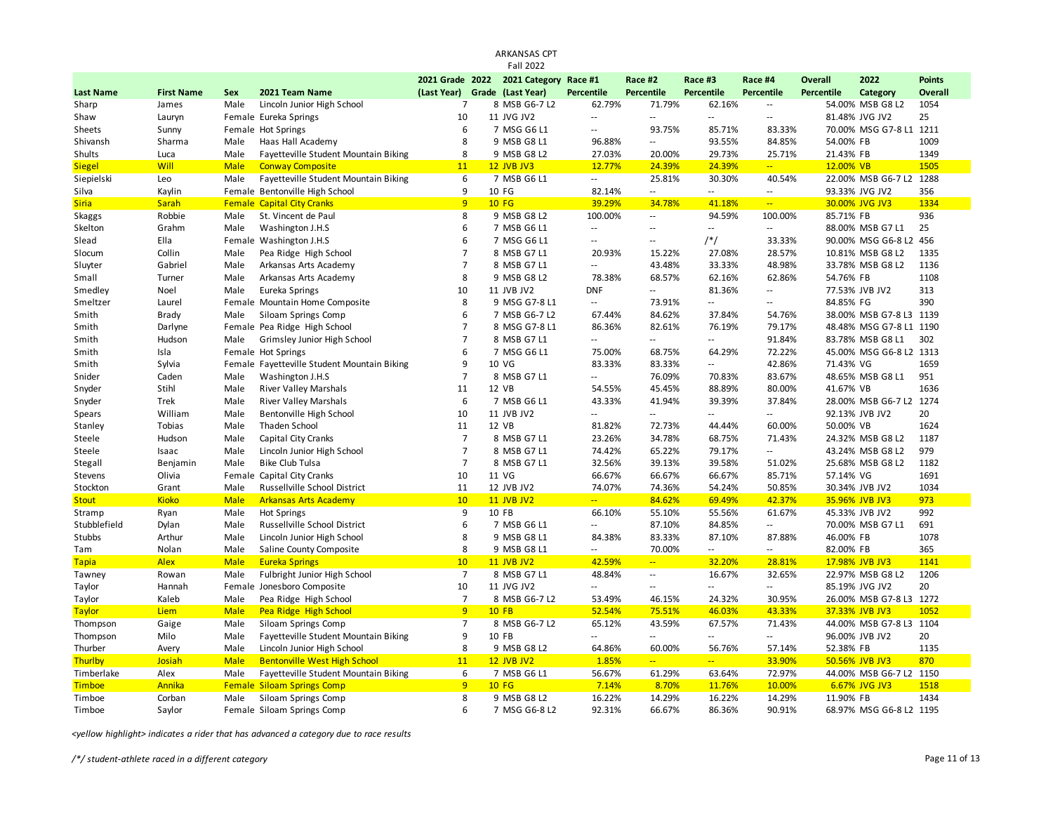# ARKANSAS CPT

## Fall 2022

| Last Name | First Name | Sex | 2021 Team Name | 2021 Grade (Last Year) | 2022 Grade | 2021 Category (Last Year) | Race #1 Percentile | Race #2 Percentile | Race #3 Percentile | Race #4 Percentile | Overall Percentile | 2022 Category | Points Overall |
|---|---|---|---|---|---|---|---|---|---|---|---|---|---|
| Sharp | James | Male | Lincoln Junior High School | 7 | 8 | MSB G6-7 L2 | 62.79% | 71.79% | 62.16% | -- | 54.00% | MSB G8 L2 | 1054 |
| Shaw | Lauryn | Female | Eureka Springs | 10 | 11 | JVG JV2 | -- | -- | -- | -- | 81.48% | JVG JV2 | 25 |
| Sheets | Sunny | Female | Hot Springs | 6 | 7 | MSG G6 L1 | -- | 93.75% | 85.71% | 83.33% | 70.00% | MSG G7-8 L1 | 1211 |
| Shivansh | Sharma | Male | Haas Hall Academy | 8 | 9 | MSB G8 L1 | 96.88% | -- | 93.55% | 84.85% | 54.00% | FB | 1009 |
| Shults | Luca | Male | Fayetteville Student Mountain Biking | 8 | 9 | MSB G8 L2 | 27.03% | 20.00% | 29.73% | 25.71% | 21.43% | FB | 1349 |
| Siegel | Will | Male | Conway Composite | 11 | 12 | JVB JV3 | 12.77% | 24.39% | 24.39% | -- | 12.00% | VB | 1505 |
| Siepielski | Leo | Male | Fayetteville Student Mountain Biking | 6 | 7 | MSB G6 L1 | -- | 25.81% | 30.30% | 40.54% | 22.00% | MSB G6-7 L2 | 1288 |
| Silva | Kaylin | Female | Bentonville High School | 9 | 10 | FG | 82.14% | -- | -- | -- | 93.33% | JVG JV2 | 356 |
| Siria | Sarah | Female | Capital City Cranks | 9 | 10 | FG | 39.29% | 34.78% | 41.18% | -- | 30.00% | JVG JV3 | 1334 |
| Skaggs | Robbie | Male | St. Vincent de Paul | 8 | 9 | MSB G8 L2 | 100.00% | -- | 94.59% | 100.00% | 85.71% | FB | 936 |
| Skelton | Grahm | Male | Washington J.H.S | 6 | 7 | MSB G6 L1 | -- | -- | -- | -- | 88.00% | MSB G7 L1 | 25 |
| Slead | Ella | Female | Washington J.H.S | 6 | 7 | MSG G6 L1 | -- | -- | /*/ | 33.33% | 90.00% | MSG G6-8 L2 | 456 |
| Slocum | Collin | Male | Pea Ridge High School | 7 | 8 | MSB G7 L1 | 20.93% | 15.22% | 27.08% | 28.57% | 10.81% | MSB G8 L2 | 1335 |
| Sluyter | Gabriel | Male | Arkansas Arts Academy | 7 | 8 | MSB G7 L1 | -- | 43.48% | 33.33% | 48.98% | 33.78% | MSB G8 L2 | 1136 |
| Small | Turner | Male | Arkansas Arts Academy | 8 | 9 | MSB G8 L2 | 78.38% | 68.57% | 62.16% | 62.86% | 54.76% | FB | 1108 |
| Smedley | Noel | Male | Eureka Springs | 10 | 11 | JVB JV2 | DNF | -- | 81.36% | -- | 77.53% | JVB JV2 | 313 |
| Smeltzer | Laurel | Female | Mountain Home Composite | 8 | 9 | MSG G7-8 L1 | -- | 73.91% | -- | -- | 84.85% | FG | 390 |
| Smith | Brady | Male | Siloam Springs Comp | 6 | 7 | MSB G6-7 L2 | 67.44% | 84.62% | 37.84% | 54.76% | 38.00% | MSB G7-8 L3 | 1139 |
| Smith | Darlyne | Female | Pea Ridge High School | 7 | 8 | MSG G7-8 L1 | 86.36% | 82.61% | 76.19% | 79.17% | 48.48% | MSG G7-8 L1 | 1190 |
| Smith | Hudson | Male | Grimsley Junior High School | 7 | 8 | MSB G7 L1 | -- | -- | -- | 91.84% | 83.78% | MSB G8 L1 | 302 |
| Smith | Isla | Female | Hot Springs | 6 | 7 | MSG G6 L1 | 75.00% | 68.75% | 64.29% | 72.22% | 45.00% | MSG G6-8 L2 | 1313 |
| Smith | Sylvia | Female | Fayetteville Student Mountain Biking | 9 | 10 | VG | 83.33% | 83.33% | -- | 42.86% | 71.43% | VG | 1659 |
| Snider | Caden | Male | Washington J.H.S | 7 | 8 | MSB G7 L1 | -- | 76.09% | 70.83% | 83.67% | 48.65% | MSB G8 L1 | 951 |
| Snyder | Stihl | Male | River Valley Marshals | 11 | 12 | VB | 54.55% | 45.45% | 88.89% | 80.00% | 41.67% | VB | 1636 |
| Snyder | Trek | Male | River Valley Marshals | 6 | 7 | MSB G6 L1 | 43.33% | 41.94% | 39.39% | 37.84% | 28.00% | MSB G6-7 L2 | 1274 |
| Spears | William | Male | Bentonville High School | 10 | 11 | JVB JV2 | -- | -- | -- | -- | 92.13% | JVB JV2 | 20 |
| Stanley | Tobias | Male | Thaden School | 11 | 12 | VB | 81.82% | 72.73% | 44.44% | 60.00% | 50.00% | VB | 1624 |
| Steele | Hudson | Male | Capital City Cranks | 7 | 8 | MSB G7 L1 | 23.26% | 34.78% | 68.75% | 71.43% | 24.32% | MSB G8 L2 | 1187 |
| Steele | Isaac | Male | Lincoln Junior High School | 7 | 8 | MSB G7 L1 | 74.42% | 65.22% | 79.17% | -- | 43.24% | MSB G8 L2 | 979 |
| Stegall | Benjamin | Male | Bike Club Tulsa | 7 | 8 | MSB G7 L1 | 32.56% | 39.13% | 39.58% | 51.02% | 25.68% | MSB G8 L2 | 1182 |
| Stevens | Olivia | Female | Capital City Cranks | 10 | 11 | VG | 66.67% | 66.67% | 66.67% | 85.71% | 57.14% | VG | 1691 |
| Stockton | Grant | Male | Russellville School District | 11 | 12 | JVB JV2 | 74.07% | 74.36% | 54.24% | 50.85% | 30.34% | JVB JV2 | 1034 |
| Stout | Kioko | Male | Arkansas Arts Academy | 10 | 11 | JVB JV2 | -- | 84.62% | 69.49% | 42.37% | 35.96% | JVB JV3 | 973 |
| Stramp | Ryan | Male | Hot Springs | 9 | 10 | FB | 66.10% | 55.10% | 55.56% | 61.67% | 45.33% | JVB JV2 | 992 |
| Stubblefield | Dylan | Male | Russellville School District | 6 | 7 | MSB G6 L1 | -- | 87.10% | 84.85% | -- | 70.00% | MSB G7 L1 | 691 |
| Stubbs | Arthur | Male | Lincoln Junior High School | 8 | 9 | MSB G8 L1 | 84.38% | 83.33% | 87.10% | 87.88% | 46.00% | FB | 1078 |
| Tam | Nolan | Male | Saline County Composite | 8 | 9 | MSB G8 L1 | -- | 70.00% | -- | -- | 82.00% | FB | 365 |
| Tapia | Alex | Male | Eureka Springs | 10 | 11 | JVB JV2 | 42.59% | -- | 32.20% | 28.81% | 17.98% | JVB JV3 | 1141 |
| Tawney | Rowan | Male | Fulbright Junior High School | 7 | 8 | MSB G7 L1 | 48.84% | -- | 16.67% | 32.65% | 22.97% | MSB G8 L2 | 1206 |
| Taylor | Hannah | Female | Jonesboro Composite | 10 | 11 | JVG JV2 | -- | -- | -- | -- | 85.19% | JVG JV2 | 20 |
| Taylor | Kaleb | Male | Pea Ridge High School | 7 | 8 | MSB G6-7 L2 | 53.49% | 46.15% | 24.32% | 30.95% | 26.00% | MSB G7-8 L3 | 1272 |
| Taylor | Liem | Male | Pea Ridge High School | 9 | 10 | FB | 52.54% | 75.51% | 46.03% | 43.33% | 37.33% | JVB JV3 | 1052 |
| Thompson | Gaige | Male | Siloam Springs Comp | 7 | 8 | MSB G6-7 L2 | 65.12% | 43.59% | 67.57% | 71.43% | 44.00% | MSB G7-8 L3 | 1104 |
| Thompson | Milo | Male | Fayetteville Student Mountain Biking | 9 | 10 | FB | -- | -- | -- | -- | 96.00% | JVB JV2 | 20 |
| Thurber | Avery | Male | Lincoln Junior High School | 8 | 9 | MSB G8 L2 | 64.86% | 60.00% | 56.76% | 57.14% | 52.38% | FB | 1135 |
| Thurlby | Josiah | Male | Bentonville West High School | 11 | 12 | JVB JV2 | 1.85% | -- | -- | 33.90% | 50.56% | JVB JV3 | 870 |
| Timberlake | Alex | Male | Fayetteville Student Mountain Biking | 6 | 7 | MSB G6 L1 | 56.67% | 61.29% | 63.64% | 72.97% | 44.00% | MSB G6-7 L2 | 1150 |
| Timboe | Annika | Female | Siloam Springs Comp | 9 | 10 | FG | 7.14% | 8.70% | 11.76% | 10.00% | 6.67% | JVG JV3 | 1518 |
| Timboe | Corban | Male | Siloam Springs Comp | 8 | 9 | MSB G8 L2 | 16.22% | 14.29% | 16.22% | 14.29% | 11.90% | FB | 1434 |
| Timboe | Saylor | Female | Siloam Springs Comp | 6 | 7 | MSG G6-8 L2 | 92.31% | 66.67% | 86.36% | 90.91% | 68.97% | MSG G6-8 L2 | 1195 |

*<yellow highlight> indicates a rider that has advanced a category due to race results*

*/*/ student-athlete raced in a different category*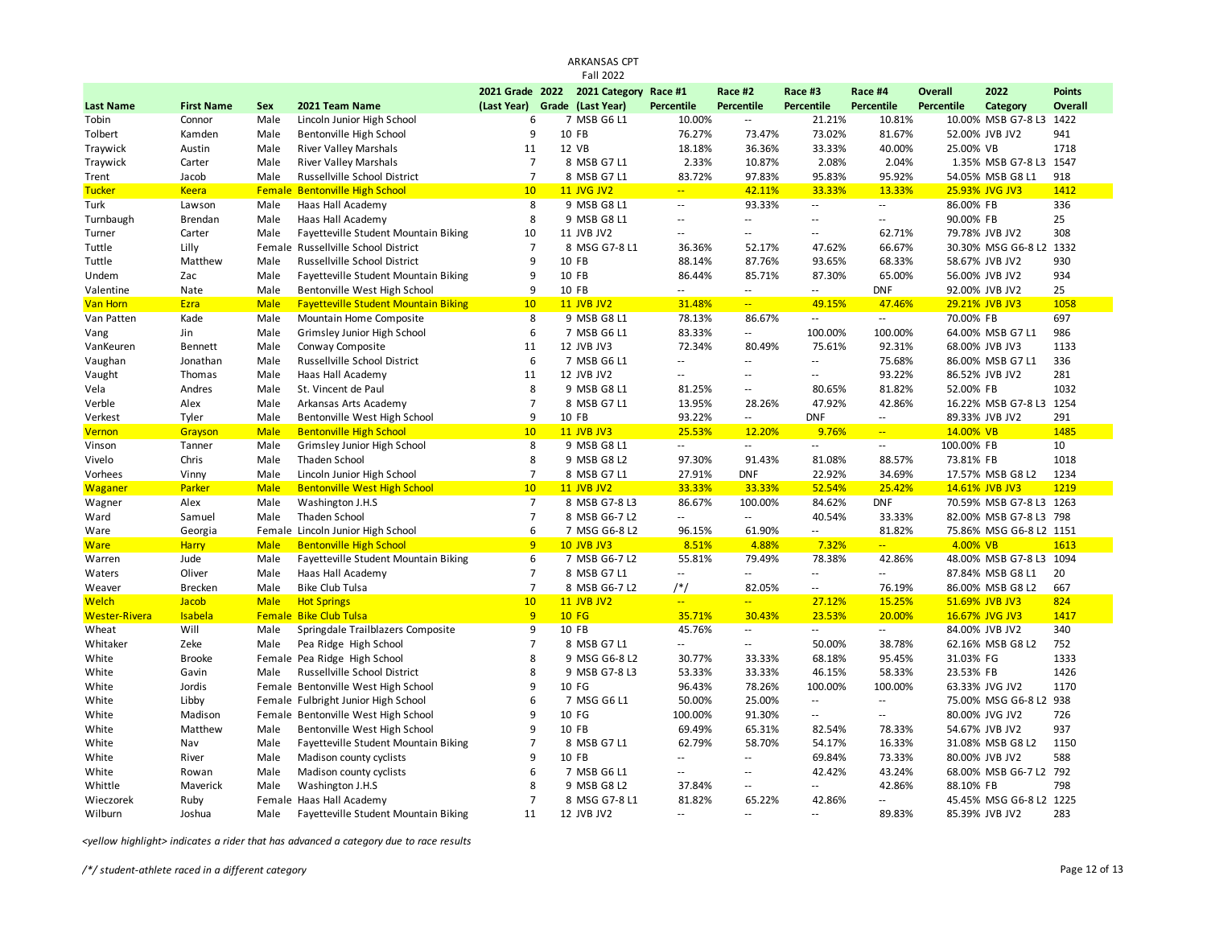ARKANSAS CPT
Fall 2022

| Last Name | First Name | Sex | 2021 Team Name | 2021 Grade (Last Year) | 2022 Grade | 2021 Category (Last Year) | Race #1 Percentile | Race #2 Percentile | Race #3 Percentile | Race #4 Percentile | Overall Percentile | 2022 Category | Points Overall |
|---|---|---|---|---|---|---|---|---|---|---|---|---|---|
| Tobin | Connor | Male | Lincoln Junior High School | 6 | 7 | MSB G6 L1 | 10.00% | -- | 21.21% | 10.81% | 10.00% | MSB G7-8 L3 | 1422 |
| Tolbert | Kamden | Male | Bentonville High School | 9 | 10 | FB | 76.27% | 73.47% | 73.02% | 81.67% | 52.00% | JVB JV2 | 941 |
| Traywick | Austin | Male | River Valley Marshals | 11 | 12 | VB | 18.18% | 36.36% | 33.33% | 40.00% | 25.00% | VB | 1718 |
| Traywick | Carter | Male | River Valley Marshals | 7 | 8 | MSB G7 L1 | 2.33% | 10.87% | 2.08% | 2.04% | 1.35% | MSB G7-8 L3 | 1547 |
| Trent | Jacob | Male | Russellville School District | 7 | 8 | MSB G7 L1 | 83.72% | 97.83% | 95.83% | 95.92% | 54.05% | MSB G8 L1 | 918 |
| Tucker | Keera | Female | Bentonville High School | 10 | 11 | JVG JV2 | -- | 42.11% | 33.33% | 13.33% | 25.93% | JVG JV3 | 1412 |
| Turk | Lawson | Male | Haas Hall Academy | 8 | 9 | MSB G8 L1 | -- | 93.33% | -- | -- | 86.00% | FB | 336 |
| Turnbaugh | Brendan | Male | Haas Hall Academy | 8 | 9 | MSB G8 L1 | -- | -- | -- | -- | 90.00% | FB | 25 |
| Turner | Carter | Male | Fayetteville Student Mountain Biking | 10 | 11 | JVB JV2 | -- | -- | -- | 62.71% | 79.78% | JVB JV2 | 308 |
| Tuttle | Lilly | Female | Russellville School District | 7 | 8 | MSG G7-8 L1 | 36.36% | 52.17% | 47.62% | 66.67% | 30.30% | MSG G6-8 L2 | 1332 |
| Tuttle | Matthew | Male | Russellville School District | 9 | 10 | FB | 88.14% | 87.76% | 93.65% | 68.33% | 58.67% | JVB JV2 | 930 |
| Undem | Zac | Male | Fayetteville Student Mountain Biking | 9 | 10 | FB | 86.44% | 85.71% | 87.30% | 65.00% | 56.00% | JVB JV2 | 934 |
| Valentine | Nate | Male | Bentonville West High School | 9 | 10 | FB | -- | -- | -- | DNF | 92.00% | JVB JV2 | 25 |
| Van Horn | Ezra | Male | Fayetteville Student Mountain Biking | 10 | 11 | JVB JV2 | 31.48% | -- | 49.15% | 47.46% | 29.21% | JVB JV3 | 1058 |
| Van Patten | Kade | Male | Mountain Home Composite | 8 | 9 | MSB G8 L1 | 78.13% | 86.67% | -- | -- | 70.00% | FB | 697 |
| Vang | Jin | Male | Grimsley Junior High School | 6 | 7 | MSB G6 L1 | 83.33% | -- | 100.00% | 100.00% | 64.00% | MSB G7 L1 | 986 |
| VanKeuren | Bennett | Male | Conway Composite | 11 | 12 | JVB JV3 | 72.34% | 80.49% | 75.61% | 92.31% | 68.00% | JVB JV3 | 1133 |
| Vaughan | Jonathan | Male | Russellville School District | 6 | 7 | MSB G6 L1 | -- | -- | -- | 75.68% | 86.00% | MSB G7 L1 | 336 |
| Vaught | Thomas | Male | Haas Hall Academy | 11 | 12 | JVB JV2 | -- | -- | -- | 93.22% | 86.52% | JVB JV2 | 281 |
| Vela | Andres | Male | St. Vincent de Paul | 8 | 9 | MSB G8 L1 | 81.25% | -- | 80.65% | 81.82% | 52.00% | FB | 1032 |
| Verble | Alex | Male | Arkansas Arts Academy | 7 | 8 | MSB G7 L1 | 13.95% | 28.26% | 47.92% | 42.86% | 16.22% | MSB G7-8 L3 | 1254 |
| Verkest | Tyler | Male | Bentonville West High School | 9 | 10 | FB | 93.22% | -- | DNF | -- | 89.33% | JVB JV2 | 291 |
| Vernon | Grayson | Male | Bentonville High School | 10 | 11 | JVB JV3 | 25.53% | 12.20% | 9.76% | -- | 14.00% | VB | 1485 |
| Vinson | Tanner | Male | Grimsley Junior High School | 8 | 9 | MSB G8 L1 | -- | -- | -- | -- | 100.00% | FB | 10 |
| Vivelo | Chris | Male | Thaden School | 8 | 9 | MSB G8 L2 | 97.30% | 91.43% | 81.08% | 88.57% | 73.81% | FB | 1018 |
| Vorhees | Vinny | Male | Lincoln Junior High School | 7 | 8 | MSB G7 L1 | 27.91% | DNF | 22.92% | 34.69% | 17.57% | MSB G8 L2 | 1234 |
| Waganer | Parker | Male | Bentonville West High School | 10 | 11 | JVB JV2 | 33.33% | 33.33% | 52.54% | 25.42% | 14.61% | JVB JV3 | 1219 |
| Wagner | Alex | Male | Washington J.H.S | 7 | 8 | MSB G7-8 L3 | 86.67% | 100.00% | 84.62% | DNF | 70.59% | MSB G7-8 L3 | 1263 |
| Ward | Samuel | Male | Thaden School | 7 | 8 | MSB G6-7 L2 | -- | -- | 40.54% | 33.33% | 82.00% | MSB G7-8 L3 | 798 |
| Ware | Georgia | Female | Lincoln Junior High School | 6 | 7 | MSG G6-8 L2 | 96.15% | 61.90% | -- | 81.82% | 75.86% | MSG G6-8 L2 | 1151 |
| Ware | Harry | Male | Bentonville High School | 9 | 10 | JVB JV3 | 8.51% | 4.88% | 7.32% | -- | 4.00% | VB | 1613 |
| Warren | Jude | Male | Fayetteville Student Mountain Biking | 6 | 7 | MSB G6-7 L2 | 55.81% | 79.49% | 78.38% | 42.86% | 48.00% | MSB G7-8 L3 | 1094 |
| Waters | Oliver | Male | Haas Hall Academy | 7 | 8 | MSB G7 L1 | -- | -- | -- | -- | 87.84% | MSB G8 L1 | 20 |
| Weaver | Brecken | Male | Bike Club Tulsa | 7 | 8 | MSB G6-7 L2 | /*/ | 82.05% | -- | 76.19% | 86.00% | MSB G8 L2 | 667 |
| Welch | Jacob | Male | Hot Springs | 10 | 11 | JVB JV2 | -- | -- | 27.12% | 15.25% | 51.69% | JVB JV3 | 824 |
| Wester-Rivera | Isabela | Female | Bike Club Tulsa | 9 | 10 | FG | 35.71% | 30.43% | 23.53% | 20.00% | 16.67% | JVG JV3 | 1417 |
| Wheat | Will | Male | Springdale Trailblazers Composite | 9 | 10 | FB | 45.76% | -- | -- | -- | 84.00% | JVB JV2 | 340 |
| Whitaker | Zeke | Male | Pea Ridge High School | 7 | 8 | MSB G7 L1 | -- | -- | 50.00% | 38.78% | 62.16% | MSB G8 L2 | 752 |
| White | Brooke | Female | Pea Ridge High School | 8 | 9 | MSG G6-8 L2 | 30.77% | 33.33% | 68.18% | 95.45% | 31.03% | FG | 1333 |
| White | Gavin | Male | Russellville School District | 8 | 9 | MSB G7-8 L3 | 53.33% | 33.33% | 46.15% | 58.33% | 23.53% | FB | 1426 |
| White | Jordis | Female | Bentonville West High School | 9 | 10 | FG | 96.43% | 78.26% | 100.00% | 100.00% | 63.33% | JVG JV2 | 1170 |
| White | Libby | Female | Fulbright Junior High School | 6 | 7 | MSG G6 L1 | 50.00% | 25.00% | -- | -- | 75.00% | MSG G6-8 L2 | 938 |
| White | Madison | Female | Bentonville West High School | 9 | 10 | FG | 100.00% | 91.30% | -- | -- | 80.00% | JVG JV2 | 726 |
| White | Matthew | Male | Bentonville West High School | 9 | 10 | FB | 69.49% | 65.31% | 82.54% | 78.33% | 54.67% | JVB JV2 | 937 |
| White | Nav | Male | Fayetteville Student Mountain Biking | 7 | 8 | MSB G7 L1 | 62.79% | 58.70% | 54.17% | 16.33% | 31.08% | MSB G8 L2 | 1150 |
| White | River | Male | Madison county cyclists | 9 | 10 | FB | -- | -- | 69.84% | 73.33% | 80.00% | JVB JV2 | 588 |
| White | Rowan | Male | Madison county cyclists | 6 | 7 | MSB G6 L1 | -- | -- | 42.42% | 43.24% | 68.00% | MSB G6-7 L2 | 792 |
| Whittle | Maverick | Male | Washington J.H.S | 8 | 9 | MSB G8 L2 | 37.84% | -- | -- | 42.86% | 88.10% | FB | 798 |
| Wieczorek | Ruby | Female | Haas Hall Academy | 7 | 8 | MSG G7-8 L1 | 81.82% | 65.22% | 42.86% | -- | 45.45% | MSG G6-8 L2 | 1225 |
| Wilburn | Joshua | Male | Fayetteville Student Mountain Biking | 11 | 12 | JVB JV2 | -- | -- | -- | 89.83% | 85.39% | JVB JV2 | 283 |

*<yellow highlight> indicates a rider that has advanced a category due to race results*

*/*/ student-athlete raced in a different category*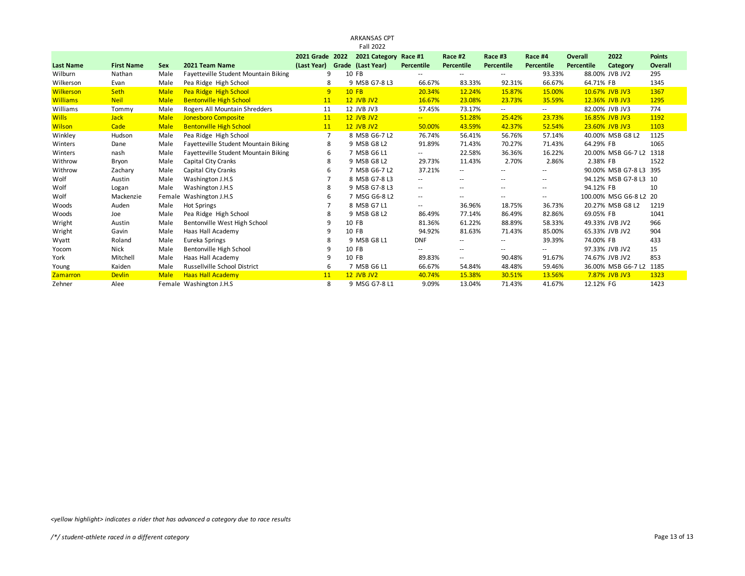ARKANSAS CPT
Fall 2022

| Last Name | First Name | Sex | 2021 Team Name | 2021 Grade (Last Year) | 2022 Grade | 2021 Category (Last Year) | Race #1 Percentile | Race #2 Percentile | Race #3 Percentile | Race #4 Percentile | Overall Percentile | 2022 Category | Points Overall |
|---|---|---|---|---|---|---|---|---|---|---|---|---|---|
| Wilburn | Nathan | Male | Fayetteville Student Mountain Biking | 9 | 10 | FB | -- | -- | -- | 93.33% | 88.00% | JVB JV2 | 295 |
| Wilkerson | Evan | Male | Pea Ridge High School | 8 | 9 | MSB G7-8 L3 | 66.67% | 83.33% | 92.31% | 66.67% | 64.71% | FB | 1345 |
| Wilkerson | Seth | Male | Pea Ridge High School | 9 | 10 | FB | 20.34% | 12.24% | 15.87% | 15.00% | 10.67% | JVB JV3 | 1367 |
| Williams | Neil | Male | Bentonville High School | 11 | 12 | JVB JV2 | 16.67% | 23.08% | 23.73% | 35.59% | 12.36% | JVB JV3 | 1295 |
| Williams | Tommy | Male | Rogers All Mountain Shredders | 11 | 12 | JVB JV3 | 57.45% | 73.17% | -- | -- | 82.00% | JVB JV3 | 774 |
| Wills | Jack | Male | Jonesboro Composite | 11 | 12 | JVB JV2 | -- | 51.28% | 25.42% | 23.73% | 16.85% | JVB JV3 | 1192 |
| Wilson | Cade | Male | Bentonville High School | 11 | 12 | JVB JV2 | 50.00% | 43.59% | 42.37% | 52.54% | 23.60% | JVB JV3 | 1103 |
| Winkley | Hudson | Male | Pea Ridge High School | 7 | 8 | MSB G6-7 L2 | 76.74% | 56.41% | 56.76% | 57.14% | 40.00% | MSB G8 L2 | 1125 |
| Winters | Dane | Male | Fayetteville Student Mountain Biking | 8 | 9 | MSB G8 L2 | 91.89% | 71.43% | 70.27% | 71.43% | 64.29% | FB | 1065 |
| Winters | nash | Male | Fayetteville Student Mountain Biking | 6 | 7 | MSB G6 L1 | -- | 22.58% | 36.36% | 16.22% | 20.00% | MSB G6-7 L2 | 1318 |
| Withrow | Bryon | Male | Capital City Cranks | 8 | 9 | MSB G8 L2 | 29.73% | 11.43% | 2.70% | 2.86% | 2.38% | FB | 1522 |
| Withrow | Zachary | Male | Capital City Cranks | 6 | 7 | MSB G6-7 L2 | 37.21% | -- | -- | -- | 90.00% | MSB G7-8 L3 | 395 |
| Wolf | Austin | Male | Washington J.H.S | 7 | 8 | MSB G7-8 L3 | -- | -- | -- | -- | 94.12% | MSB G7-8 L3 | 10 |
| Wolf | Logan | Male | Washington J.H.S | 8 | 9 | MSB G7-8 L3 | -- | -- | -- | -- | 94.12% | FB | 10 |
| Wolf | Mackenzie | Female | Washington J.H.S | 6 | 7 | MSG G6-8 L2 | -- | -- | -- | -- | 100.00% | MSG G6-8 L2 | 20 |
| Woods | Auden | Male | Hot Springs | 7 | 8 | MSB G7 L1 | -- | 36.96% | 18.75% | 36.73% | 20.27% | MSB G8 L2 | 1219 |
| Woods | Joe | Male | Pea Ridge High School | 8 | 9 | MSB G8 L2 | 86.49% | 77.14% | 86.49% | 82.86% | 69.05% | FB | 1041 |
| Wright | Austin | Male | Bentonville West High School | 9 | 10 | FB | 81.36% | 61.22% | 88.89% | 58.33% | 49.33% | JVB JV2 | 966 |
| Wright | Gavin | Male | Haas Hall Academy | 9 | 10 | FB | 94.92% | 81.63% | 71.43% | 85.00% | 65.33% | JVB JV2 | 904 |
| Wyatt | Roland | Male | Eureka Springs | 8 | 9 | MSB G8 L1 | DNF | -- | -- | 39.39% | 74.00% | FB | 433 |
| Yocom | Nick | Male | Bentonville High School | 9 | 10 | FB | -- | -- | -- | -- | 97.33% | JVB JV2 | 15 |
| York | Mitchell | Male | Haas Hall Academy | 9 | 10 | FB | 89.83% | -- | 90.48% | 91.67% | 74.67% | JVB JV2 | 853 |
| Young | Kaiden | Male | Russellville School District | 6 | 7 | MSB G6 L1 | 66.67% | 54.84% | 48.48% | 59.46% | 36.00% | MSB G6-7 L2 | 1185 |
| Zamarron | Devlin | Male | Haas Hall Academy | 11 | 12 | JVB JV2 | 40.74% | 15.38% | 30.51% | 13.56% | 7.87% | JVB JV3 | 1323 |
| Zehner | Alee | Female | Washington J.H.S | 8 | 9 | MSG G7-8 L1 | 9.09% | 13.04% | 71.43% | 41.67% | 12.12% | FG | 1423 |

*<yellow highlight> indicates a rider that has advanced a category due to race results*

*/*/ student-athlete raced in a different category*